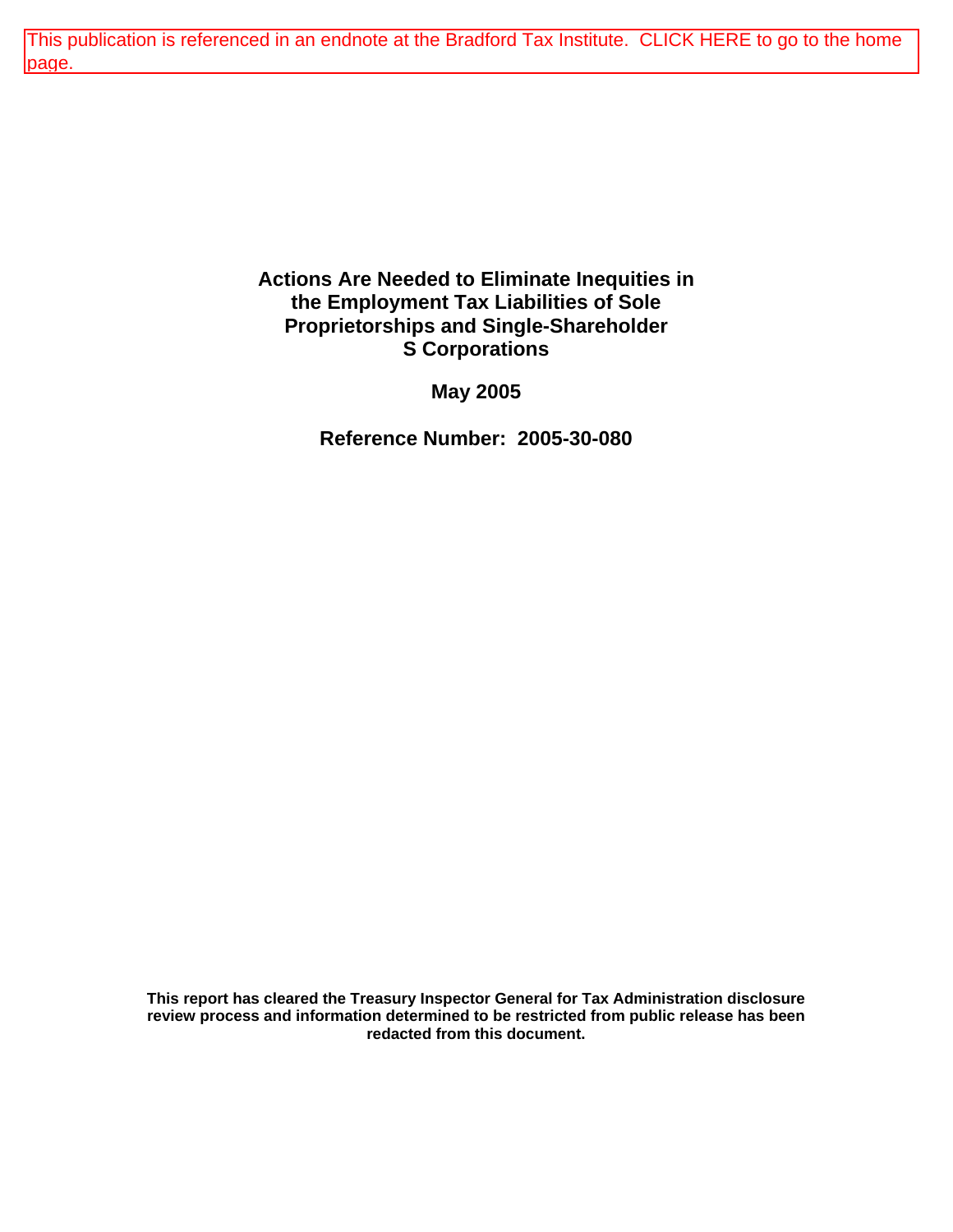This publication is referenced in an endnote at the Bradford Tax Institute. CLICK HERE to go to the home page.

# Actions Are Needed to Eliminate Inequities in the Employment Tax Liabilities of Sole Proprietorships and Single-Shareholder S Corporations

**May 2005**

**Reference Number: 2005-30-080**

**This report has cleared the Treasury Inspector General for Tax Administration disclosure review process and information determined to be restricted from public release has been redacted from this document.**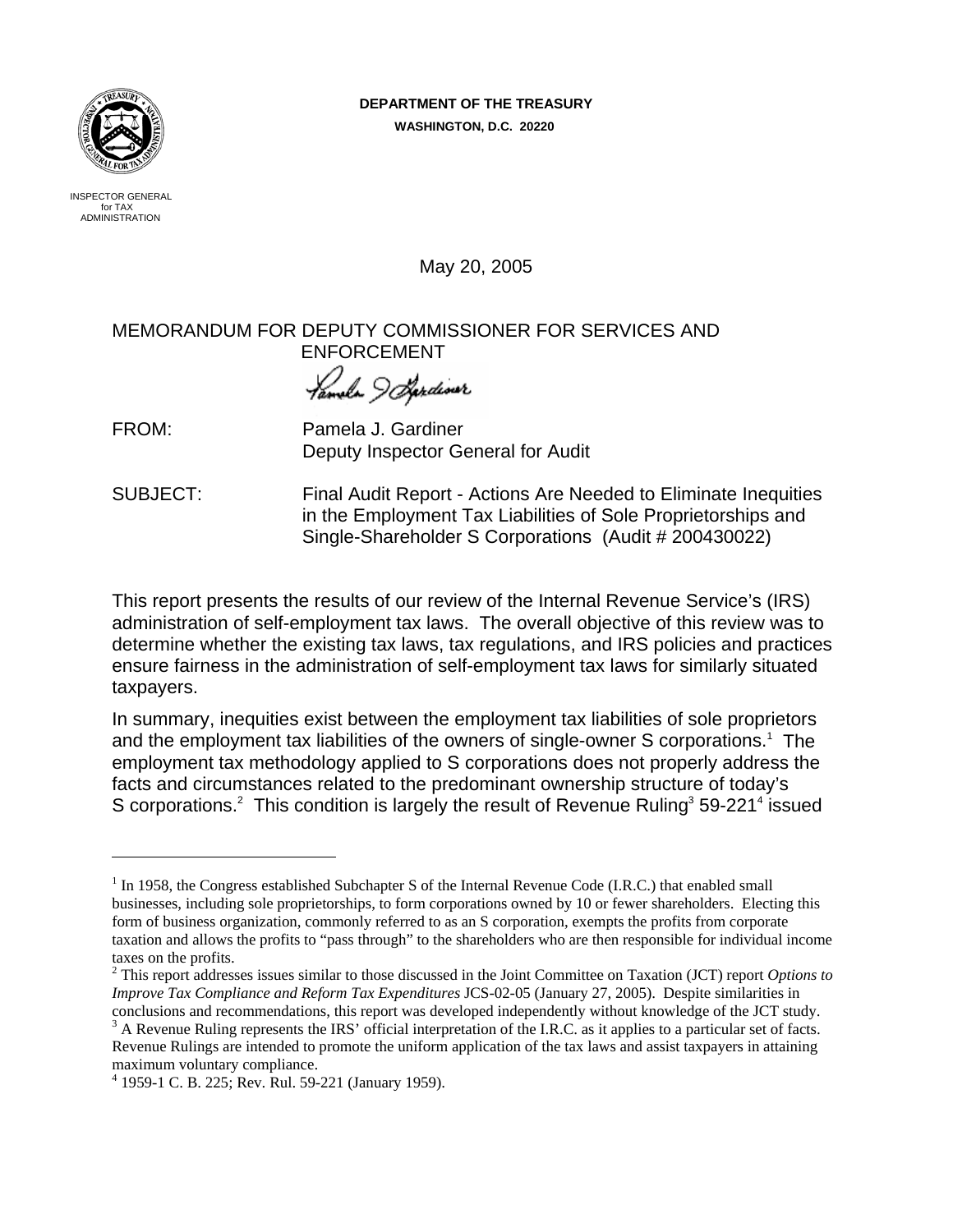DEPARTMENT OF THE TREASURY
WASHINGTON, D.C. 20220

INSPECTOR GENERAL for TAX ADMINISTRATION

May 20, 2005

MEMORANDUM FOR DEPUTY COMMISSIONER FOR SERVICES AND ENFORCEMENT

FROM: Pamela J. Gardiner
Deputy Inspector General for Audit

SUBJECT: Final Audit Report - Actions Are Needed to Eliminate Inequities in the Employment Tax Liabilities of Sole Proprietorships and Single-Shareholder S Corporations (Audit # 200430022)

This report presents the results of our review of the Internal Revenue Service's (IRS) administration of self-employment tax laws. The overall objective of this review was to determine whether the existing tax laws, tax regulations, and IRS policies and practices ensure fairness in the administration of self-employment tax laws for similarly situated taxpayers.

In summary, inequities exist between the employment tax liabilities of sole proprietors and the employment tax liabilities of the owners of single-owner S corporations.[1] The employment tax methodology applied to S corporations does not properly address the facts and circumstances related to the predominant ownership structure of today's S corporations.[2] This condition is largely the result of Revenue Ruling[3] 59-221[4] issued

---

[1] In 1958, the Congress established Subchapter S of the Internal Revenue Code (I.R.C.) that enabled small businesses, including sole proprietorships, to form corporations owned by 10 or fewer shareholders. Electing this form of business organization, commonly referred to as an S corporation, exempts the profits from corporate taxation and allows the profits to "pass through" to the shareholders who are then responsible for individual income taxes on the profits.

[2] This report addresses issues similar to those discussed in the Joint Committee on Taxation (JCT) report *Options to Improve Tax Compliance and Reform Tax Expenditures* JCS-02-05 (January 27, 2005). Despite similarities in conclusions and recommendations, this report was developed independently without knowledge of the JCT study.

[3] A Revenue Ruling represents the IRS' official interpretation of the I.R.C. as it applies to a particular set of facts. Revenue Rulings are intended to promote the uniform application of the tax laws and assist taxpayers in attaining maximum voluntary compliance.

[4] 1959-1 C. B. 225; Rev. Rul. 59-221 (January 1959).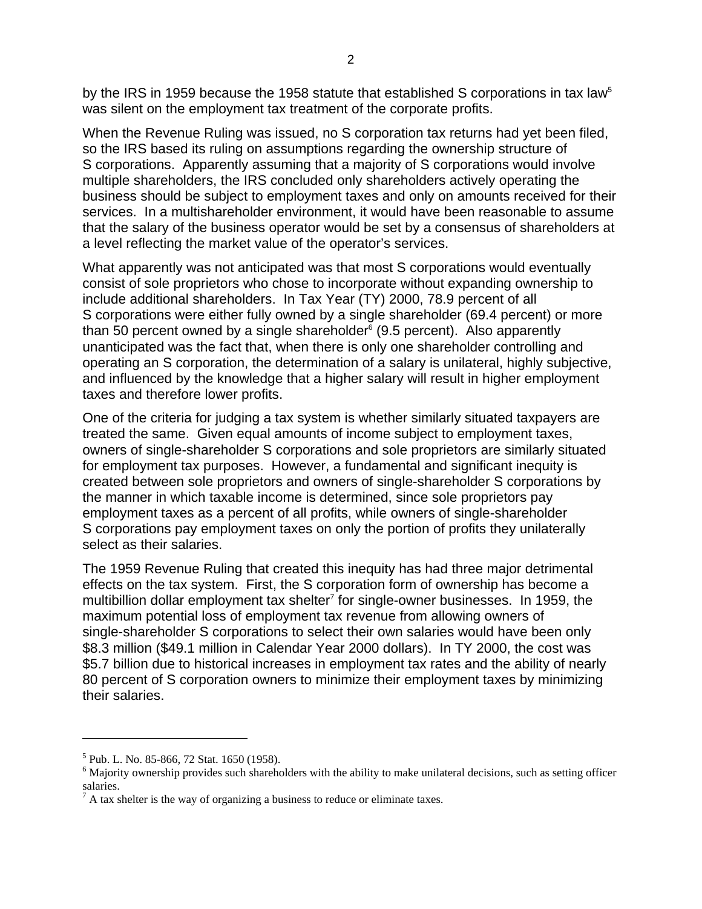by the IRS in 1959 because the 1958 statute that established S corporations in tax law[5] was silent on the employment tax treatment of the corporate profits.

When the Revenue Ruling was issued, no S corporation tax returns had yet been filed, so the IRS based its ruling on assumptions regarding the ownership structure of S corporations. Apparently assuming that a majority of S corporations would involve multiple shareholders, the IRS concluded only shareholders actively operating the business should be subject to employment taxes and only on amounts received for their services. In a multishareholder environment, it would have been reasonable to assume that the salary of the business operator would be set by a consensus of shareholders at a level reflecting the market value of the operator's services.

What apparently was not anticipated was that most S corporations would eventually consist of sole proprietors who chose to incorporate without expanding ownership to include additional shareholders. In Tax Year (TY) 2000, 78.9 percent of all S corporations were either fully owned by a single shareholder (69.4 percent) or more than 50 percent owned by a single shareholder[6] (9.5 percent). Also apparently unanticipated was the fact that, when there is only one shareholder controlling and operating an S corporation, the determination of a salary is unilateral, highly subjective, and influenced by the knowledge that a higher salary will result in higher employment taxes and therefore lower profits.

One of the criteria for judging a tax system is whether similarly situated taxpayers are treated the same. Given equal amounts of income subject to employment taxes, owners of single-shareholder S corporations and sole proprietors are similarly situated for employment tax purposes. However, a fundamental and significant inequity is created between sole proprietors and owners of single-shareholder S corporations by the manner in which taxable income is determined, since sole proprietors pay employment taxes as a percent of all profits, while owners of single-shareholder S corporations pay employment taxes on only the portion of profits they unilaterally select as their salaries.

The 1959 Revenue Ruling that created this inequity has had three major detrimental effects on the tax system. First, the S corporation form of ownership has become a multibillion dollar employment tax shelter[7] for single-owner businesses. In 1959, the maximum potential loss of employment tax revenue from allowing owners of single-shareholder S corporations to select their own salaries would have been only $8.3 million ($49.1 million in Calendar Year 2000 dollars). In TY 2000, the cost was $5.7 billion due to historical increases in employment tax rates and the ability of nearly 80 percent of S corporation owners to minimize their employment taxes by minimizing their salaries.

---

[5] Pub. L. No. 85-866, 72 Stat. 1650 (1958).

[6] Majority ownership provides such shareholders with the ability to make unilateral decisions, such as setting officer salaries.

[7] A tax shelter is the way of organizing a business to reduce or eliminate taxes.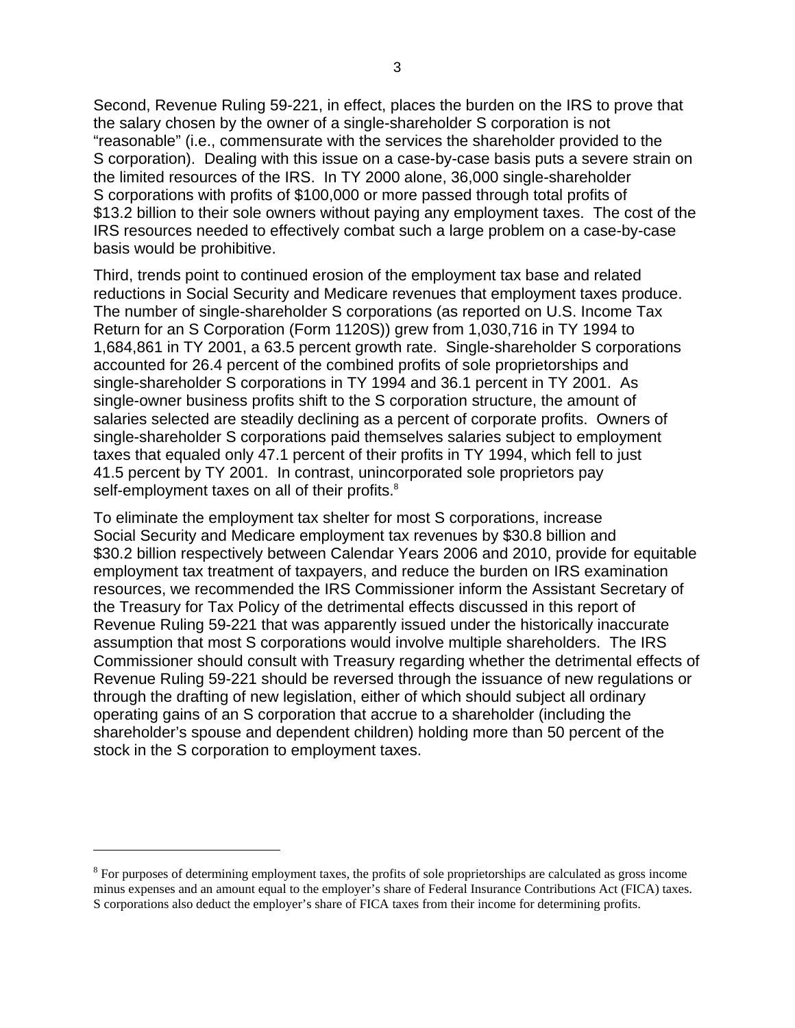Second, Revenue Ruling 59-221, in effect, places the burden on the IRS to prove that the salary chosen by the owner of a single-shareholder S corporation is not "reasonable" (i.e., commensurate with the services the shareholder provided to the S corporation). Dealing with this issue on a case-by-case basis puts a severe strain on the limited resources of the IRS. In TY 2000 alone, 36,000 single-shareholder S corporations with profits of $100,000 or more passed through total profits of $13.2 billion to their sole owners without paying any employment taxes. The cost of the IRS resources needed to effectively combat such a large problem on a case-by-case basis would be prohibitive.

Third, trends point to continued erosion of the employment tax base and related reductions in Social Security and Medicare revenues that employment taxes produce. The number of single-shareholder S corporations (as reported on U.S. Income Tax Return for an S Corporation (Form 1120S)) grew from 1,030,716 in TY 1994 to 1,684,861 in TY 2001, a 63.5 percent growth rate. Single-shareholder S corporations accounted for 26.4 percent of the combined profits of sole proprietorships and single-shareholder S corporations in TY 1994 and 36.1 percent in TY 2001. As single-owner business profits shift to the S corporation structure, the amount of salaries selected are steadily declining as a percent of corporate profits. Owners of single-shareholder S corporations paid themselves salaries subject to employment taxes that equaled only 47.1 percent of their profits in TY 1994, which fell to just 41.5 percent by TY 2001. In contrast, unincorporated sole proprietors pay self-employment taxes on all of their profits.[8]

To eliminate the employment tax shelter for most S corporations, increase Social Security and Medicare employment tax revenues by $30.8 billion and $30.2 billion respectively between Calendar Years 2006 and 2010, provide for equitable employment tax treatment of taxpayers, and reduce the burden on IRS examination resources, we recommended the IRS Commissioner inform the Assistant Secretary of the Treasury for Tax Policy of the detrimental effects discussed in this report of Revenue Ruling 59-221 that was apparently issued under the historically inaccurate assumption that most S corporations would involve multiple shareholders. The IRS Commissioner should consult with Treasury regarding whether the detrimental effects of Revenue Ruling 59-221 should be reversed through the issuance of new regulations or through the drafting of new legislation, either of which should subject all ordinary operating gains of an S corporation that accrue to a shareholder (including the shareholder's spouse and dependent children) holding more than 50 percent of the stock in the S corporation to employment taxes.

---

[8] For purposes of determining employment taxes, the profits of sole proprietorships are calculated as gross income minus expenses and an amount equal to the employer's share of Federal Insurance Contributions Act (FICA) taxes. S corporations also deduct the employer's share of FICA taxes from their income for determining profits.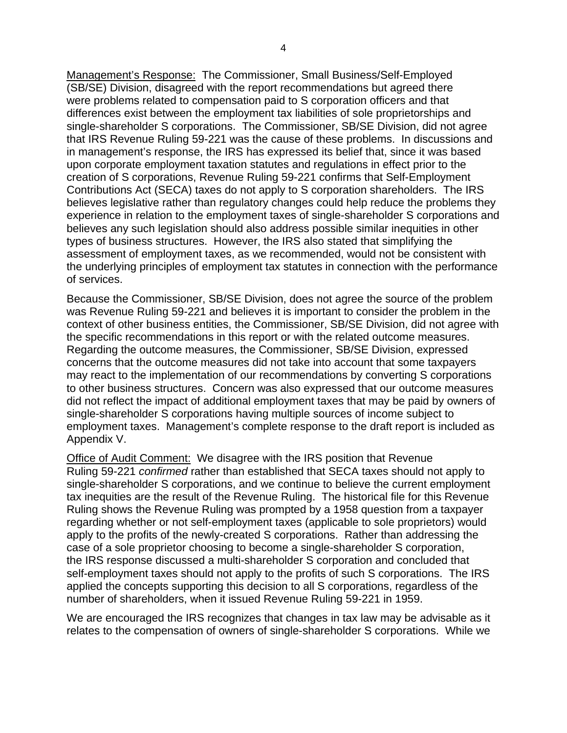Management's Response: The Commissioner, Small Business/Self-Employed (SB/SE) Division, disagreed with the report recommendations but agreed there were problems related to compensation paid to S corporation officers and that differences exist between the employment tax liabilities of sole proprietorships and single-shareholder S corporations. The Commissioner, SB/SE Division, did not agree that IRS Revenue Ruling 59-221 was the cause of these problems. In discussions and in management's response, the IRS has expressed its belief that, since it was based upon corporate employment taxation statutes and regulations in effect prior to the creation of S corporations, Revenue Ruling 59-221 confirms that Self-Employment Contributions Act (SECA) taxes do not apply to S corporation shareholders. The IRS believes legislative rather than regulatory changes could help reduce the problems they experience in relation to the employment taxes of single-shareholder S corporations and believes any such legislation should also address possible similar inequities in other types of business structures. However, the IRS also stated that simplifying the assessment of employment taxes, as we recommended, would not be consistent with the underlying principles of employment tax statutes in connection with the performance of services.

Because the Commissioner, SB/SE Division, does not agree the source of the problem was Revenue Ruling 59-221 and believes it is important to consider the problem in the context of other business entities, the Commissioner, SB/SE Division, did not agree with the specific recommendations in this report or with the related outcome measures. Regarding the outcome measures, the Commissioner, SB/SE Division, expressed concerns that the outcome measures did not take into account that some taxpayers may react to the implementation of our recommendations by converting S corporations to other business structures. Concern was also expressed that our outcome measures did not reflect the impact of additional employment taxes that may be paid by owners of single-shareholder S corporations having multiple sources of income subject to employment taxes. Management's complete response to the draft report is included as Appendix V.

Office of Audit Comment: We disagree with the IRS position that Revenue Ruling 59-221 *confirmed* rather than established that SECA taxes should not apply to single-shareholder S corporations, and we continue to believe the current employment tax inequities are the result of the Revenue Ruling. The historical file for this Revenue Ruling shows the Revenue Ruling was prompted by a 1958 question from a taxpayer regarding whether or not self-employment taxes (applicable to sole proprietors) would apply to the profits of the newly-created S corporations. Rather than addressing the case of a sole proprietor choosing to become a single-shareholder S corporation, the IRS response discussed a multi-shareholder S corporation and concluded that self-employment taxes should not apply to the profits of such S corporations. The IRS applied the concepts supporting this decision to all S corporations, regardless of the number of shareholders, when it issued Revenue Ruling 59-221 in 1959.

We are encouraged the IRS recognizes that changes in tax law may be advisable as it relates to the compensation of owners of single-shareholder S corporations. While we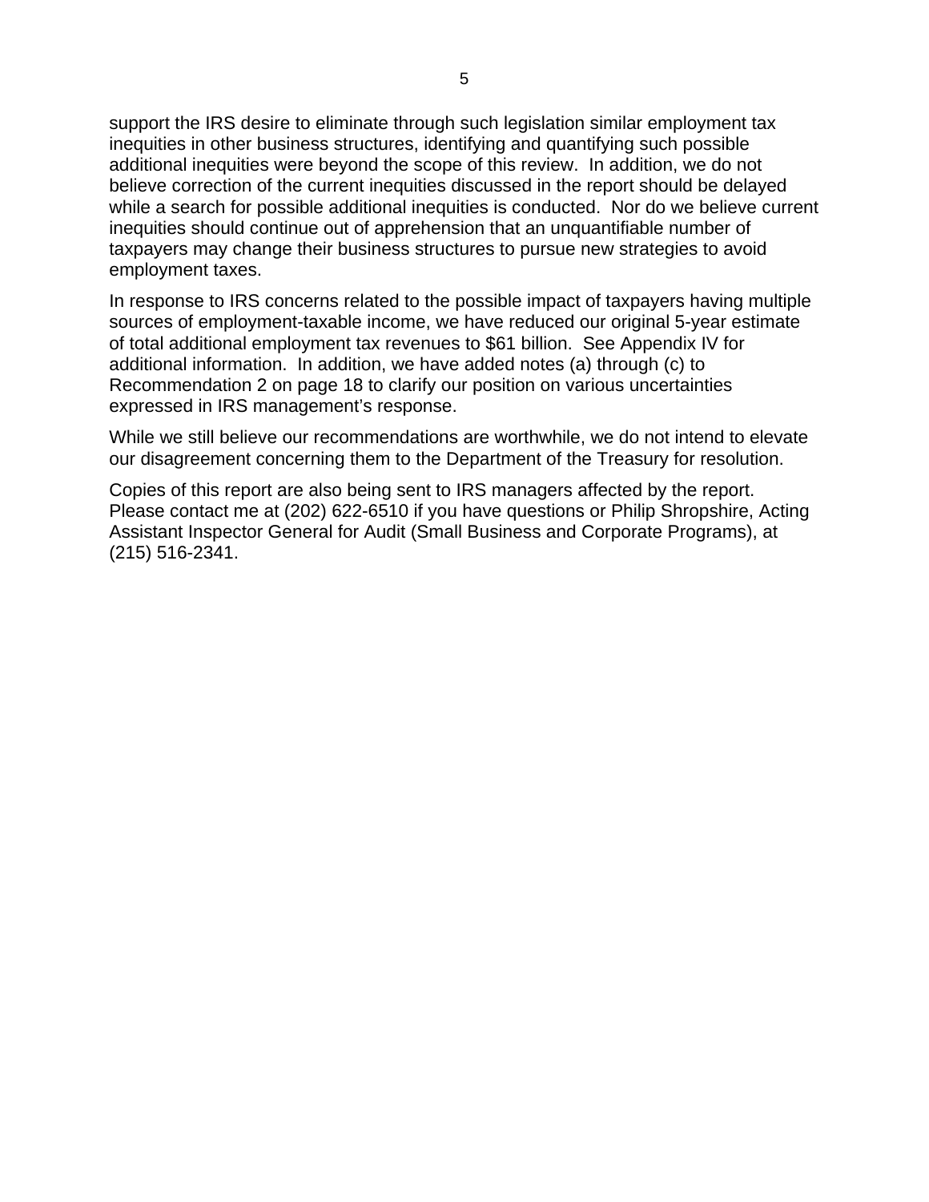support the IRS desire to eliminate through such legislation similar employment tax inequities in other business structures, identifying and quantifying such possible additional inequities were beyond the scope of this review. In addition, we do not believe correction of the current inequities discussed in the report should be delayed while a search for possible additional inequities is conducted. Nor do we believe current inequities should continue out of apprehension that an unquantifiable number of taxpayers may change their business structures to pursue new strategies to avoid employment taxes.

In response to IRS concerns related to the possible impact of taxpayers having multiple sources of employment-taxable income, we have reduced our original 5-year estimate of total additional employment tax revenues to $61 billion. See Appendix IV for additional information. In addition, we have added notes (a) through (c) to Recommendation 2 on page 18 to clarify our position on various uncertainties expressed in IRS management's response.

While we still believe our recommendations are worthwhile, we do not intend to elevate our disagreement concerning them to the Department of the Treasury for resolution.

Copies of this report are also being sent to IRS managers affected by the report. Please contact me at (202) 622-6510 if you have questions or Philip Shropshire, Acting Assistant Inspector General for Audit (Small Business and Corporate Programs), at (215) 516-2341.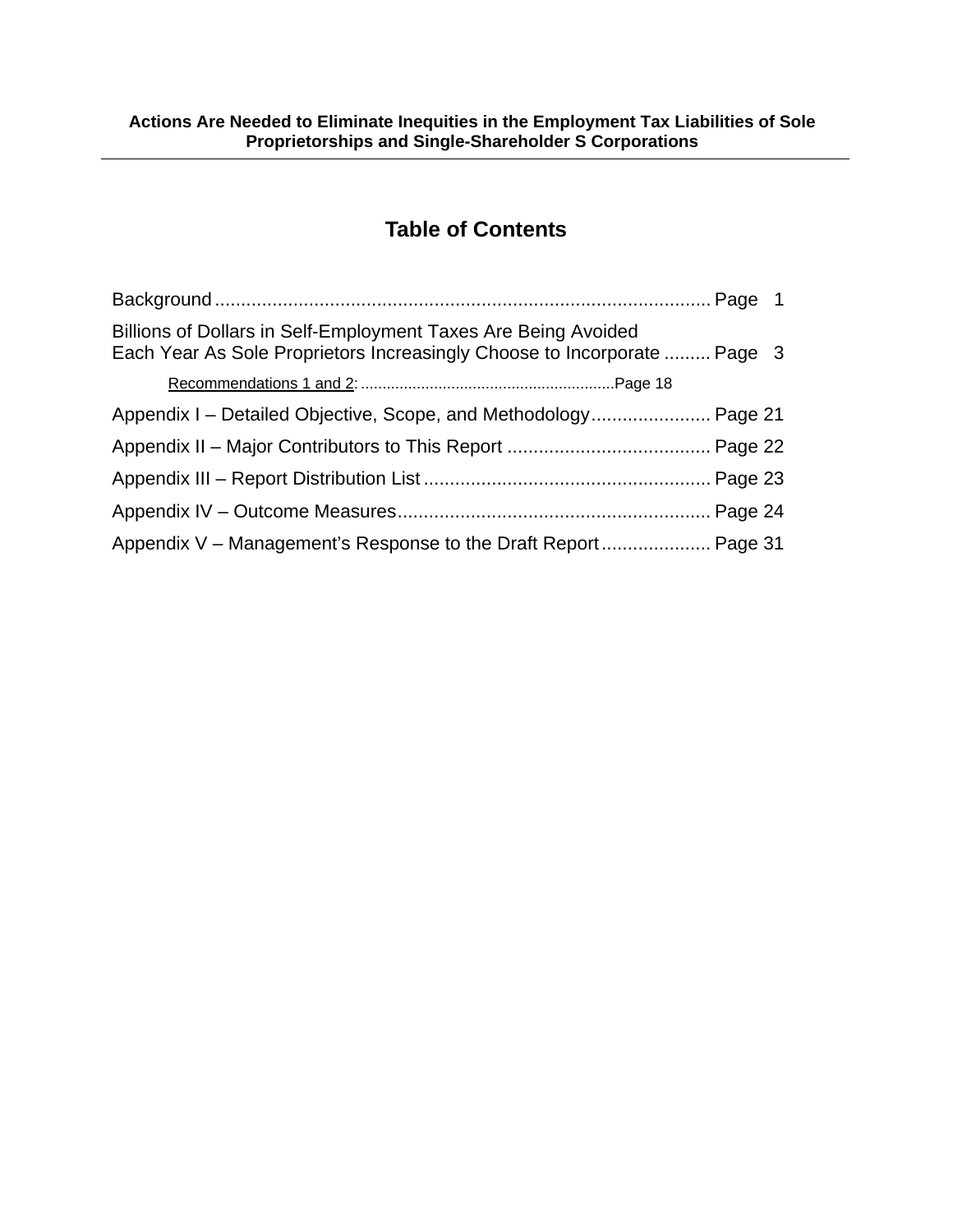**Actions Are Needed to Eliminate Inequities in the Employment Tax Liabilities of Sole Proprietorships and Single-Shareholder S Corporations**

# Table of Contents

Background ............................................................................................. Page 1

Billions of Dollars in Self-Employment Taxes Are Being Avoided Each Year As Sole Proprietors Increasingly Choose to Incorporate ......... Page 3

- Recommendations 1 and 2: ..........................................................Page 18

Appendix I – Detailed Objective, Scope, and Methodology....................... Page 21

Appendix II – Major Contributors to This Report ....................................... Page 22

Appendix III – Report Distribution List ....................................................... Page 23

Appendix IV – Outcome Measures............................................................ Page 24

Appendix V – Management's Response to the Draft Report..................... Page 31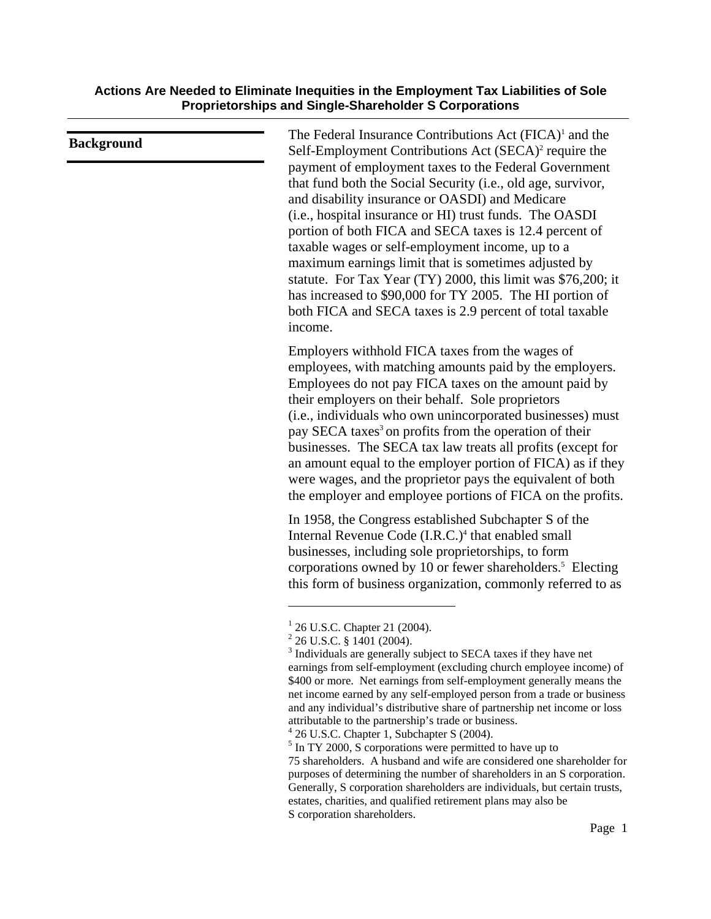**Actions Are Needed to Eliminate Inequities in the Employment Tax Liabilities of Sole Proprietorships and Single-Shareholder S Corporations**

## Background

The Federal Insurance Contributions Act (FICA)[1] and the Self-Employment Contributions Act (SECA)[2] require the payment of employment taxes to the Federal Government that fund both the Social Security (i.e., old age, survivor, and disability insurance or OASDI) and Medicare (i.e., hospital insurance or HI) trust funds. The OASDI portion of both FICA and SECA taxes is 12.4 percent of taxable wages or self-employment income, up to a maximum earnings limit that is sometimes adjusted by statute. For Tax Year (TY) 2000, this limit was $76,200; it has increased to $90,000 for TY 2005. The HI portion of both FICA and SECA taxes is 2.9 percent of total taxable income.

Employers withhold FICA taxes from the wages of employees, with matching amounts paid by the employers. Employees do not pay FICA taxes on the amount paid by their employers on their behalf. Sole proprietors (i.e., individuals who own unincorporated businesses) must pay SECA taxes[3] on profits from the operation of their businesses. The SECA tax law treats all profits (except for an amount equal to the employer portion of FICA) as if they were wages, and the proprietor pays the equivalent of both the employer and employee portions of FICA on the profits.

In 1958, the Congress established Subchapter S of the Internal Revenue Code (I.R.C.)[4] that enabled small businesses, including sole proprietorships, to form corporations owned by 10 or fewer shareholders.[5] Electing this form of business organization, commonly referred to as

---

[1] 26 U.S.C. Chapter 21 (2004).

[2] 26 U.S.C. § 1401 (2004).

[3] Individuals are generally subject to SECA taxes if they have net earnings from self-employment (excluding church employee income) of $400 or more. Net earnings from self-employment generally means the net income earned by any self-employed person from a trade or business and any individual's distributive share of partnership net income or loss attributable to the partnership's trade or business.

[4] 26 U.S.C. Chapter 1, Subchapter S (2004).

[5] In TY 2000, S corporations were permitted to have up to 75 shareholders. A husband and wife are considered one shareholder for purposes of determining the number of shareholders in an S corporation. Generally, S corporation shareholders are individuals, but certain trusts, estates, charities, and qualified retirement plans may also be S corporation shareholders.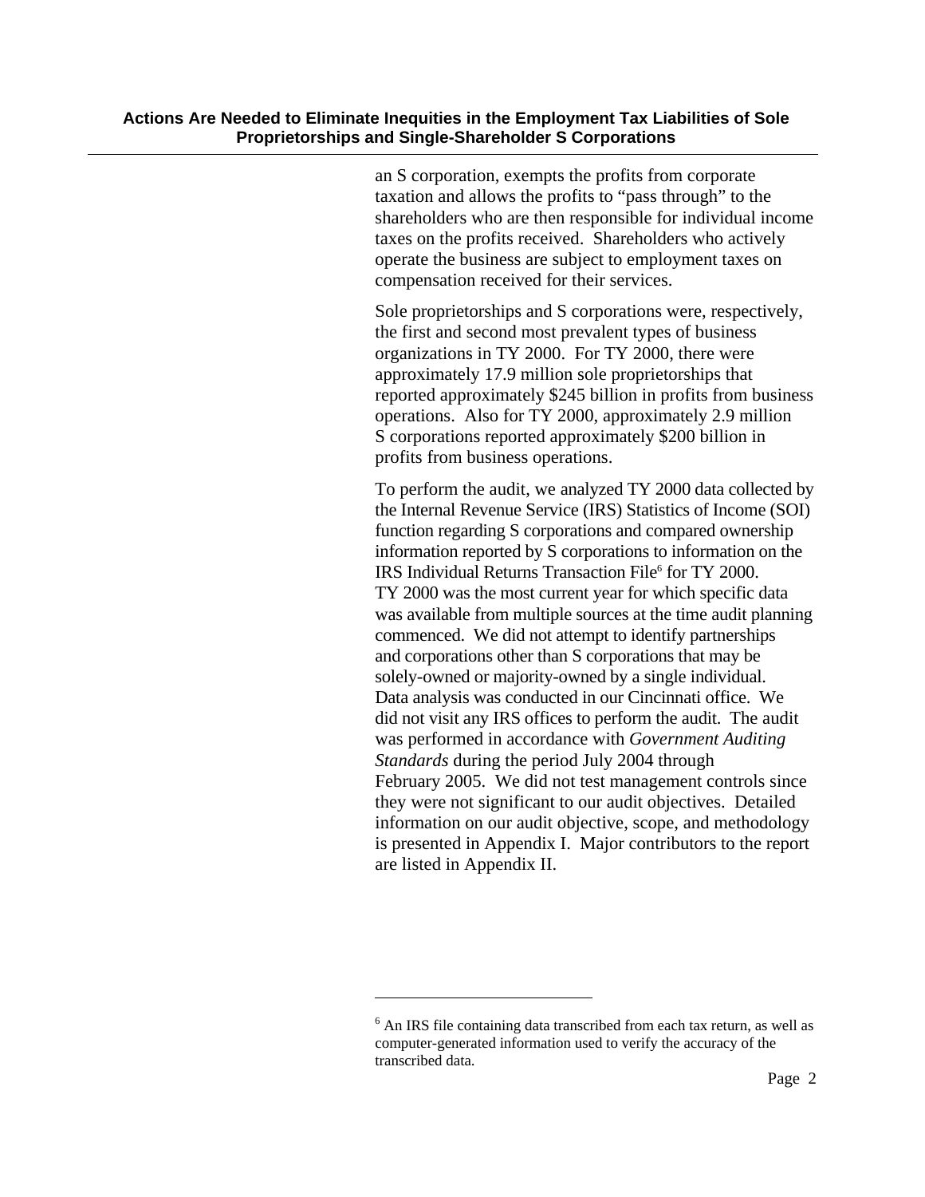an S corporation, exempts the profits from corporate taxation and allows the profits to "pass through" to the shareholders who are then responsible for individual income taxes on the profits received. Shareholders who actively operate the business are subject to employment taxes on compensation received for their services.

Sole proprietorships and S corporations were, respectively, the first and second most prevalent types of business organizations in TY 2000. For TY 2000, there were approximately 17.9 million sole proprietorships that reported approximately $245 billion in profits from business operations. Also for TY 2000, approximately 2.9 million S corporations reported approximately $200 billion in profits from business operations.

To perform the audit, we analyzed TY 2000 data collected by the Internal Revenue Service (IRS) Statistics of Income (SOI) function regarding S corporations and compared ownership information reported by S corporations to information on the IRS Individual Returns Transaction File[6] for TY 2000. TY 2000 was the most current year for which specific data was available from multiple sources at the time audit planning commenced. We did not attempt to identify partnerships and corporations other than S corporations that may be solely-owned or majority-owned by a single individual. Data analysis was conducted in our Cincinnati office. We did not visit any IRS offices to perform the audit. The audit was performed in accordance with *Government Auditing Standards* during the period July 2004 through February 2005. We did not test management controls since they were not significant to our audit objectives. Detailed information on our audit objective, scope, and methodology is presented in Appendix I. Major contributors to the report are listed in Appendix II.

---

[6] An IRS file containing data transcribed from each tax return, as well as computer-generated information used to verify the accuracy of the transcribed data.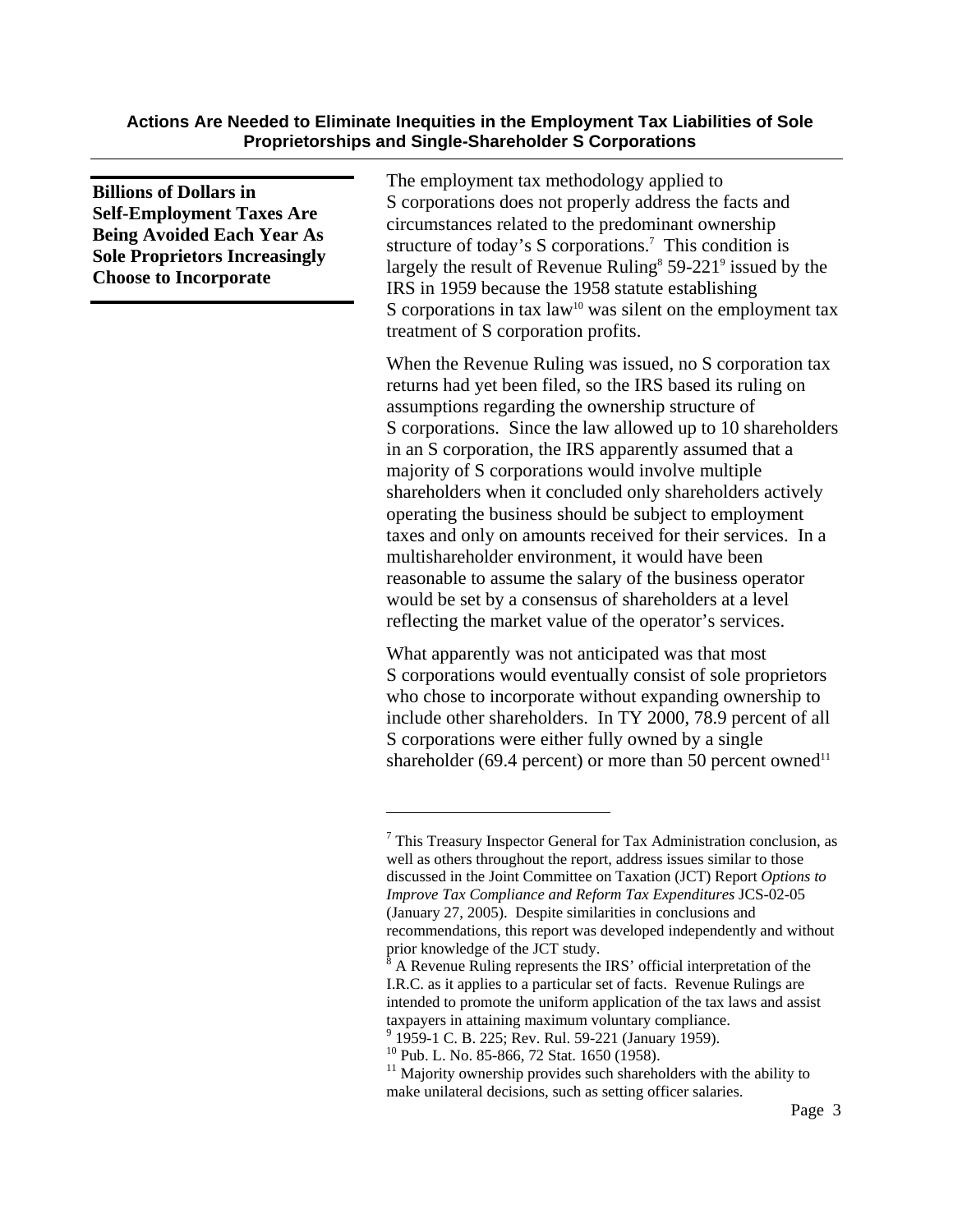### Billions of Dollars in Self-Employment Taxes Are Being Avoided Each Year As Sole Proprietors Increasingly Choose to Incorporate

The employment tax methodology applied to S corporations does not properly address the facts and circumstances related to the predominant ownership structure of today's S corporations.[7] This condition is largely the result of Revenue Ruling[8] 59-221[9] issued by the IRS in 1959 because the 1958 statute establishing S corporations in tax law[10] was silent on the employment tax treatment of S corporation profits.

When the Revenue Ruling was issued, no S corporation tax returns had yet been filed, so the IRS based its ruling on assumptions regarding the ownership structure of S corporations. Since the law allowed up to 10 shareholders in an S corporation, the IRS apparently assumed that a majority of S corporations would involve multiple shareholders when it concluded only shareholders actively operating the business should be subject to employment taxes and only on amounts received for their services. In a multishareholder environment, it would have been reasonable to assume the salary of the business operator would be set by a consensus of shareholders at a level reflecting the market value of the operator's services.

What apparently was not anticipated was that most S corporations would eventually consist of sole proprietors who chose to incorporate without expanding ownership to include other shareholders. In TY 2000, 78.9 percent of all S corporations were either fully owned by a single shareholder (69.4 percent) or more than 50 percent owned[11]

---

[7] This Treasury Inspector General for Tax Administration conclusion, as well as others throughout the report, address issues similar to those discussed in the Joint Committee on Taxation (JCT) Report *Options to Improve Tax Compliance and Reform Tax Expenditures* JCS-02-05 (January 27, 2005). Despite similarities in conclusions and recommendations, this report was developed independently and without prior knowledge of the JCT study.

[8] A Revenue Ruling represents the IRS' official interpretation of the I.R.C. as it applies to a particular set of facts. Revenue Rulings are intended to promote the uniform application of the tax laws and assist taxpayers in attaining maximum voluntary compliance.

[9] 1959-1 C. B. 225; Rev. Rul. 59-221 (January 1959).

[10] Pub. L. No. 85-866, 72 Stat. 1650 (1958).

[11] Majority ownership provides such shareholders with the ability to make unilateral decisions, such as setting officer salaries.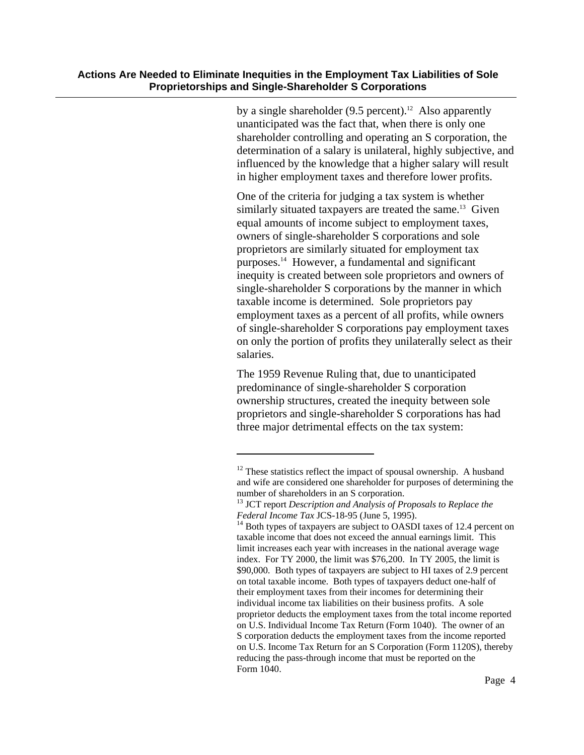by a single shareholder (9.5 percent).[12] Also apparently unanticipated was the fact that, when there is only one shareholder controlling and operating an S corporation, the determination of a salary is unilateral, highly subjective, and influenced by the knowledge that a higher salary will result in higher employment taxes and therefore lower profits.

One of the criteria for judging a tax system is whether similarly situated taxpayers are treated the same.[13] Given equal amounts of income subject to employment taxes, owners of single-shareholder S corporations and sole proprietors are similarly situated for employment tax purposes.[14] However, a fundamental and significant inequity is created between sole proprietors and owners of single-shareholder S corporations by the manner in which taxable income is determined. Sole proprietors pay employment taxes as a percent of all profits, while owners of single-shareholder S corporations pay employment taxes on only the portion of profits they unilaterally select as their salaries.

The 1959 Revenue Ruling that, due to unanticipated predominance of single-shareholder S corporation ownership structures, created the inequity between sole proprietors and single-shareholder S corporations has had three major detrimental effects on the tax system:

---

[12] These statistics reflect the impact of spousal ownership. A husband and wife are considered one shareholder for purposes of determining the number of shareholders in an S corporation.

[13] JCT report *Description and Analysis of Proposals to Replace the Federal Income Tax* JCS-18-95 (June 5, 1995).

[14] Both types of taxpayers are subject to OASDI taxes of 12.4 percent on taxable income that does not exceed the annual earnings limit. This limit increases each year with increases in the national average wage index. For TY 2000, the limit was $76,200. In TY 2005, the limit is $90,000. Both types of taxpayers are subject to HI taxes of 2.9 percent on total taxable income. Both types of taxpayers deduct one-half of their employment taxes from their incomes for determining their individual income tax liabilities on their business profits. A sole proprietor deducts the employment taxes from the total income reported on U.S. Individual Income Tax Return (Form 1040). The owner of an S corporation deducts the employment taxes from the income reported on U.S. Income Tax Return for an S Corporation (Form 1120S), thereby reducing the pass-through income that must be reported on the Form 1040.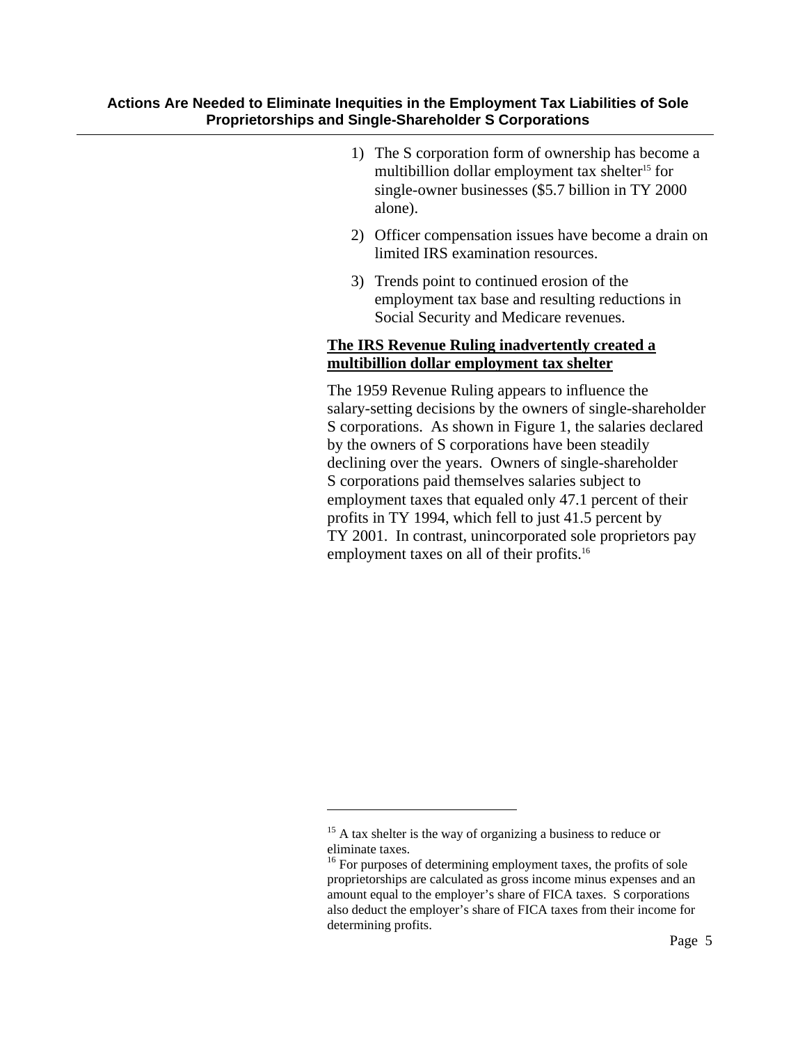1) The S corporation form of ownership has become a multibillion dollar employment tax shelter[15] for single-owner businesses ($5.7 billion in TY 2000 alone).

2) Officer compensation issues have become a drain on limited IRS examination resources.

3) Trends point to continued erosion of the employment tax base and resulting reductions in Social Security and Medicare revenues.

**The IRS Revenue Ruling inadvertently created a multibillion dollar employment tax shelter**

The 1959 Revenue Ruling appears to influence the salary-setting decisions by the owners of single-shareholder S corporations. As shown in Figure 1, the salaries declared by the owners of S corporations have been steadily declining over the years. Owners of single-shareholder S corporations paid themselves salaries subject to employment taxes that equaled only 47.1 percent of their profits in TY 1994, which fell to just 41.5 percent by TY 2001. In contrast, unincorporated sole proprietors pay employment taxes on all of their profits.[16]

---

[15] A tax shelter is the way of organizing a business to reduce or eliminate taxes.

[16] For purposes of determining employment taxes, the profits of sole proprietorships are calculated as gross income minus expenses and an amount equal to the employer's share of FICA taxes. S corporations also deduct the employer's share of FICA taxes from their income for determining profits.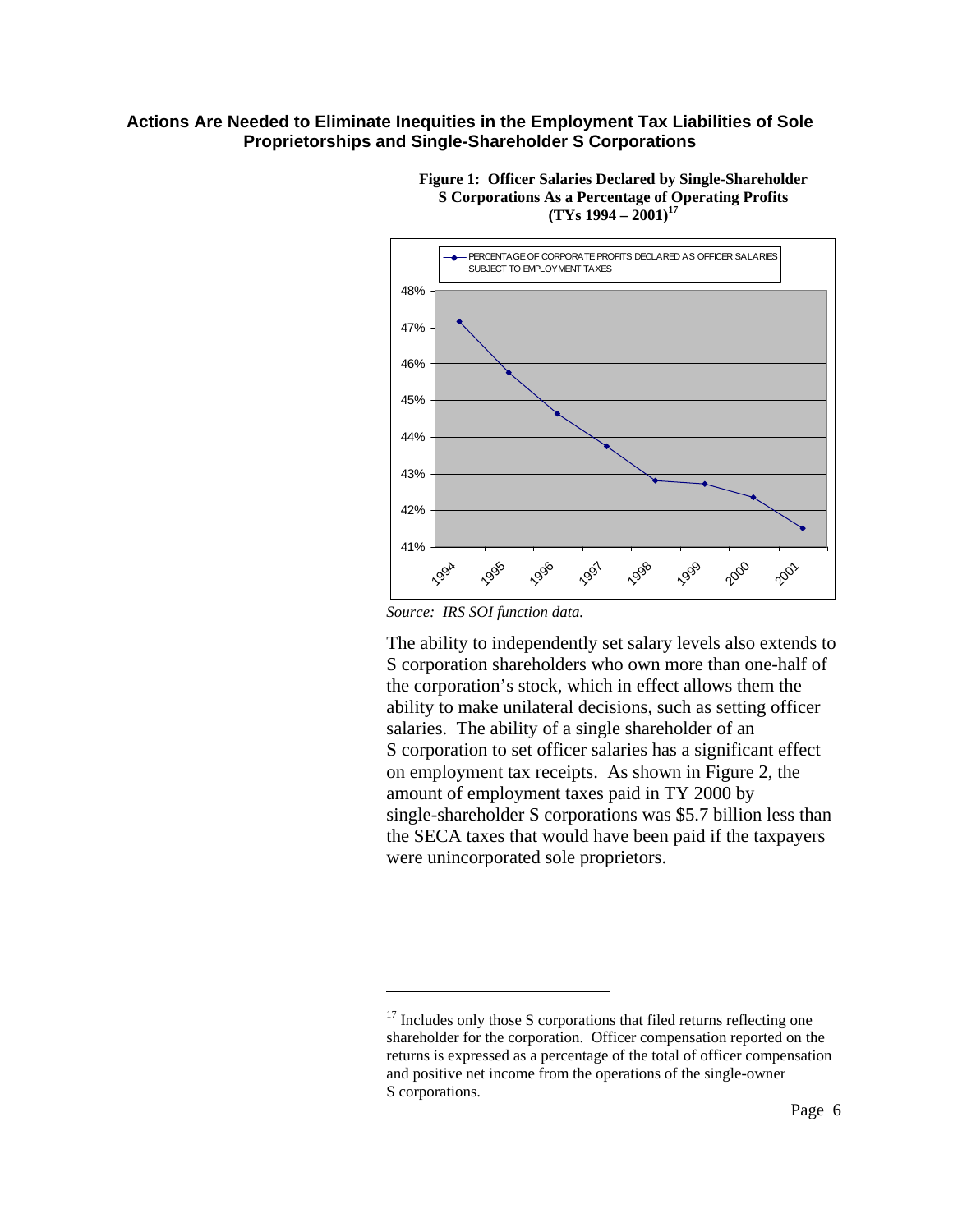**Figure 1: Officer Salaries Declared by Single-Shareholder S Corporations As a Percentage of Operating Profits (TYs 1994 – 2001)[17]**

*Source: IRS SOI function data.*

The ability to independently set salary levels also extends to S corporation shareholders who own more than one-half of the corporation's stock, which in effect allows them the ability to make unilateral decisions, such as setting officer salaries. The ability of a single shareholder of an S corporation to set officer salaries has a significant effect on employment tax receipts. As shown in Figure 2, the amount of employment taxes paid in TY 2000 by single-shareholder S corporations was $5.7 billion less than the SECA taxes that would have been paid if the taxpayers were unincorporated sole proprietors.

---

[17] Includes only those S corporations that filed returns reflecting one shareholder for the corporation. Officer compensation reported on the returns is expressed as a percentage of the total of officer compensation and positive net income from the operations of the single-owner S corporations.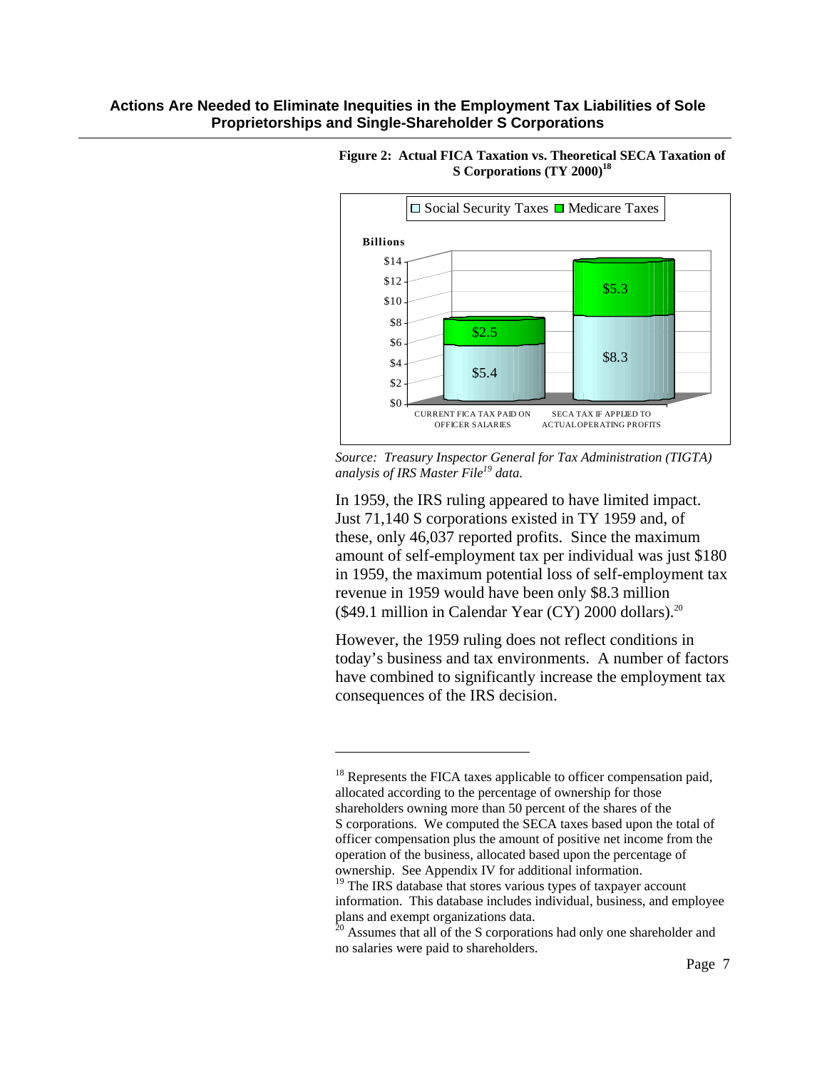**Figure 2: Actual FICA Taxation vs. Theoretical SECA Taxation of S Corporations (TY 2000)[18]**

| Billions | Social Security Taxes | Medicare Taxes |
|---|---|---|
| CURRENT FICA TAX PAID ON OFFICER SALARIES | $5.4 | $2.5 |
| SECA TAX IF APPLIED TO ACTUAL OPERATING PROFITS | $8.3 | $5.3 |

*Source: Treasury Inspector General for Tax Administration (TIGTA) analysis of IRS Master File[19] data.*

In 1959, the IRS ruling appeared to have limited impact. Just 71,140 S corporations existed in TY 1959 and, of these, only 46,037 reported profits. Since the maximum amount of self-employment tax per individual was just $180 in 1959, the maximum potential loss of self-employment tax revenue in 1959 would have been only $8.3 million ($49.1 million in Calendar Year (CY) 2000 dollars).[20]

However, the 1959 ruling does not reflect conditions in today's business and tax environments. A number of factors have combined to significantly increase the employment tax consequences of the IRS decision.

---

[18] Represents the FICA taxes applicable to officer compensation paid, allocated according to the percentage of ownership for those shareholders owning more than 50 percent of the shares of the S corporations. We computed the SECA taxes based upon the total of officer compensation plus the amount of positive net income from the operation of the business, allocated based upon the percentage of ownership. See Appendix IV for additional information.

[19] The IRS database that stores various types of taxpayer account information. This database includes individual, business, and employee plans and exempt organizations data.

[20] Assumes that all of the S corporations had only one shareholder and no salaries were paid to shareholders.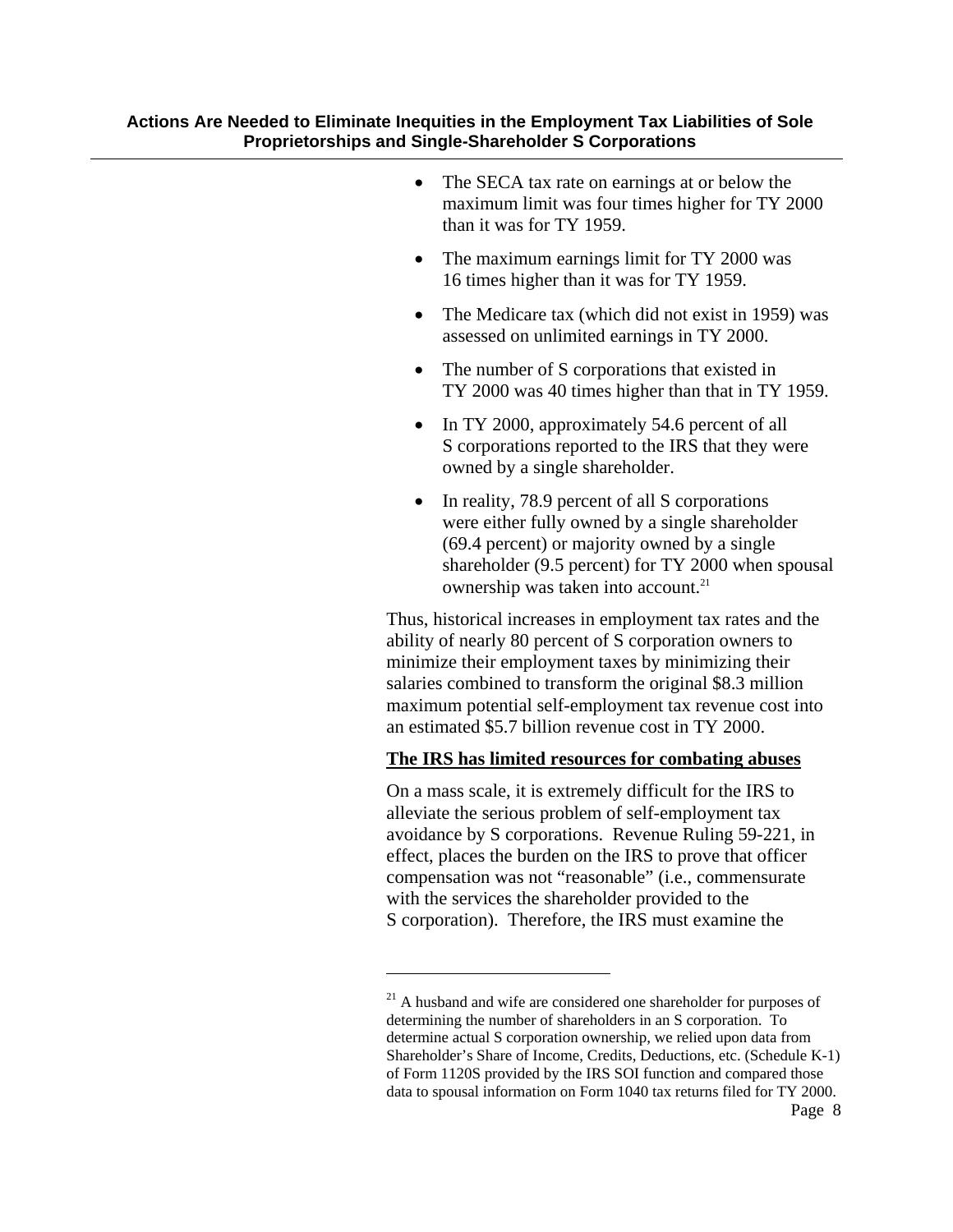- The SECA tax rate on earnings at or below the maximum limit was four times higher for TY 2000 than it was for TY 1959.
- The maximum earnings limit for TY 2000 was 16 times higher than it was for TY 1959.
- The Medicare tax (which did not exist in 1959) was assessed on unlimited earnings in TY 2000.
- The number of S corporations that existed in TY 2000 was 40 times higher than that in TY 1959.
- In TY 2000, approximately 54.6 percent of all S corporations reported to the IRS that they were owned by a single shareholder.
- In reality, 78.9 percent of all S corporations were either fully owned by a single shareholder (69.4 percent) or majority owned by a single shareholder (9.5 percent) for TY 2000 when spousal ownership was taken into account.[21]

Thus, historical increases in employment tax rates and the ability of nearly 80 percent of S corporation owners to minimize their employment taxes by minimizing their salaries combined to transform the original $8.3 million maximum potential self-employment tax revenue cost into an estimated $5.7 billion revenue cost in TY 2000.

**The IRS has limited resources for combating abuses**

On a mass scale, it is extremely difficult for the IRS to alleviate the serious problem of self-employment tax avoidance by S corporations. Revenue Ruling 59-221, in effect, places the burden on the IRS to prove that officer compensation was not "reasonable" (i.e., commensurate with the services the shareholder provided to the S corporation). Therefore, the IRS must examine the

---

[21] A husband and wife are considered one shareholder for purposes of determining the number of shareholders in an S corporation. To determine actual S corporation ownership, we relied upon data from Shareholder's Share of Income, Credits, Deductions, etc. (Schedule K-1) of Form 1120S provided by the IRS SOI function and compared those data to spousal information on Form 1040 tax returns filed for TY 2000.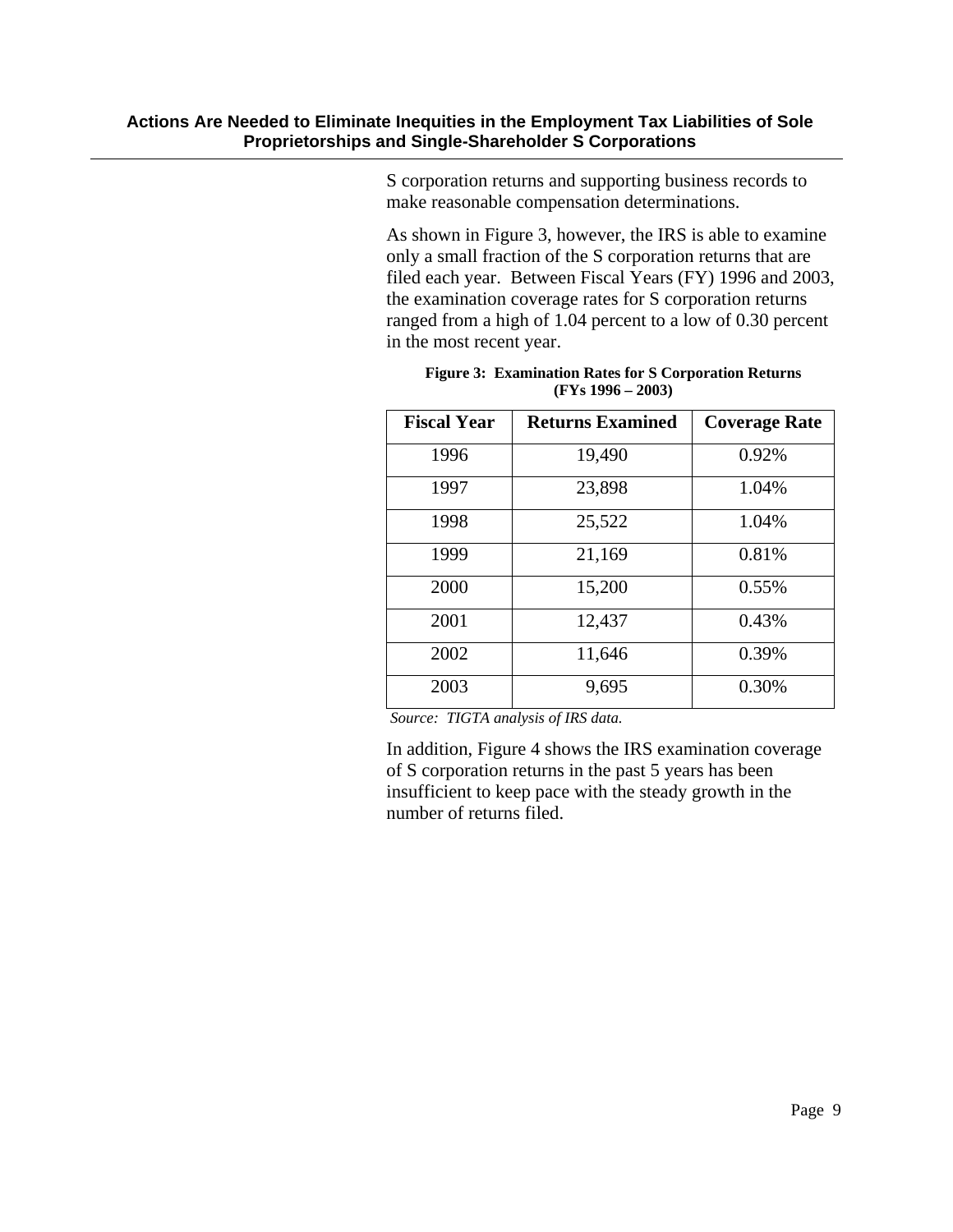S corporation returns and supporting business records to make reasonable compensation determinations.

As shown in Figure 3, however, the IRS is able to examine only a small fraction of the S corporation returns that are filed each year. Between Fiscal Years (FY) 1996 and 2003, the examination coverage rates for S corporation returns ranged from a high of 1.04 percent to a low of 0.30 percent in the most recent year.

**Figure 3: Examination Rates for S Corporation Returns (FYs 1996 – 2003)**

| Fiscal Year | Returns Examined | Coverage Rate |
|---|---|---|
| 1996 | 19,490 | 0.92% |
| 1997 | 23,898 | 1.04% |
| 1998 | 25,522 | 1.04% |
| 1999 | 21,169 | 0.81% |
| 2000 | 15,200 | 0.55% |
| 2001 | 12,437 | 0.43% |
| 2002 | 11,646 | 0.39% |
| 2003 | 9,695 | 0.30% |

*Source: TIGTA analysis of IRS data.*

In addition, Figure 4 shows the IRS examination coverage of S corporation returns in the past 5 years has been insufficient to keep pace with the steady growth in the number of returns filed.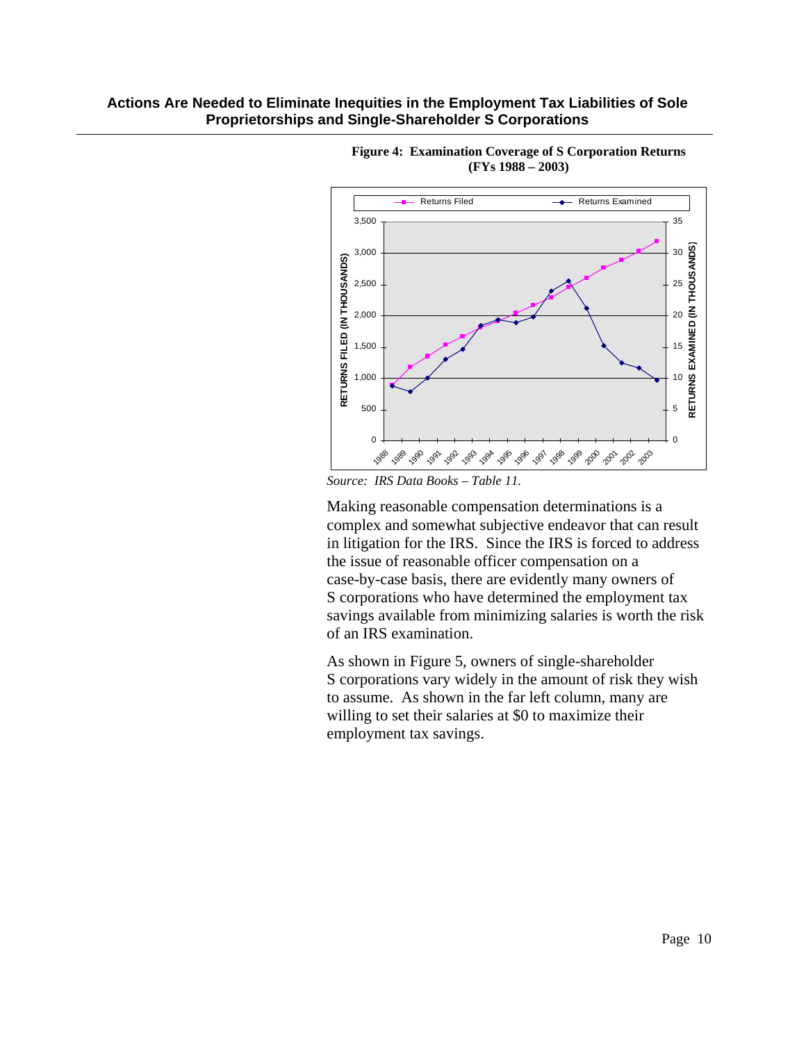**Figure 4: Examination Coverage of S Corporation Returns (FYs 1988 – 2003)**

*Source: IRS Data Books – Table 11.*

Making reasonable compensation determinations is a complex and somewhat subjective endeavor that can result in litigation for the IRS. Since the IRS is forced to address the issue of reasonable officer compensation on a case-by-case basis, there are evidently many owners of S corporations who have determined the employment tax savings available from minimizing salaries is worth the risk of an IRS examination.

As shown in Figure 5, owners of single-shareholder S corporations vary widely in the amount of risk they wish to assume. As shown in the far left column, many are willing to set their salaries at $0 to maximize their employment tax savings.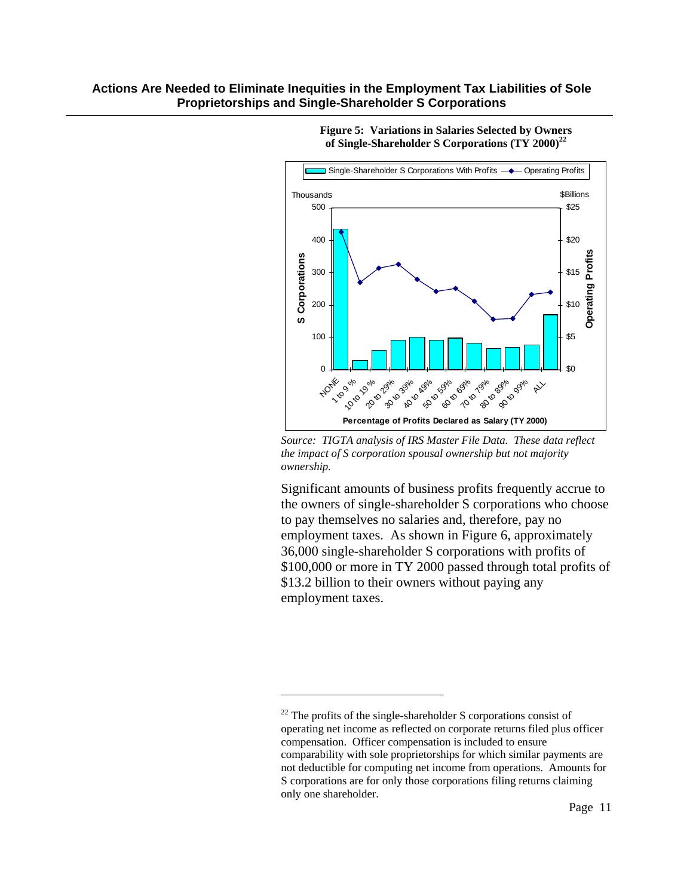**Figure 5: Variations in Salaries Selected by Owners of Single-Shareholder S Corporations (TY 2000)[22]**

*Source: TIGTA analysis of IRS Master File Data. These data reflect the impact of S corporation spousal ownership but not majority ownership.*

Significant amounts of business profits frequently accrue to the owners of single-shareholder S corporations who choose to pay themselves no salaries and, therefore, pay no employment taxes. As shown in Figure 6, approximately 36,000 single-shareholder S corporations with profits of $100,000 or more in TY 2000 passed through total profits of $13.2 billion to their owners without paying any employment taxes.

---

[22] The profits of the single-shareholder S corporations consist of operating net income as reflected on corporate returns filed plus officer compensation. Officer compensation is included to ensure comparability with sole proprietorships for which similar payments are not deductible for computing net income from operations. Amounts for S corporations are for only those corporations filing returns claiming only one shareholder.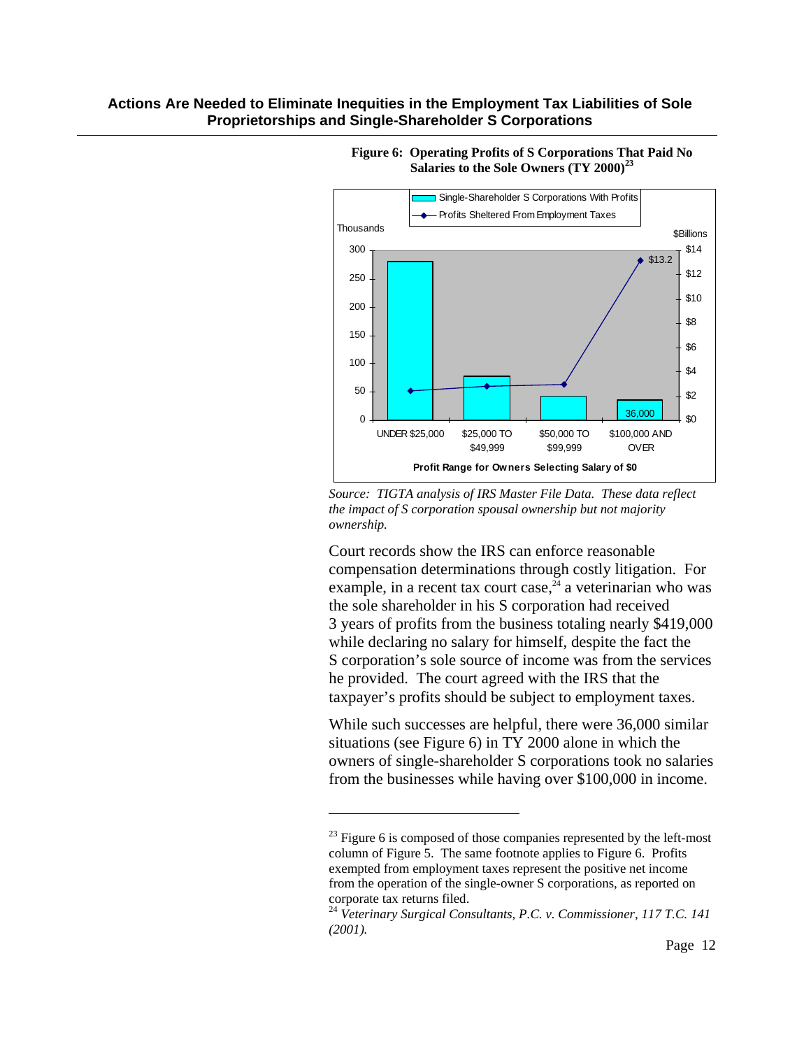**Figure 6: Operating Profits of S Corporations That Paid No Salaries to the Sole Owners (TY 2000)[23]**

Single-Shareholder S Corporations With Profits

Profits Sheltered From Employment Taxes

Thousands

$Billions

$13.2

36,000

UNDER $25,000 | $25,000 TO $49,999 | $50,000 TO $99,999 | $100,000 AND OVER

Profit Range for Owners Selecting Salary of $0

*Source: TIGTA analysis of IRS Master File Data. These data reflect the impact of S corporation spousal ownership but not majority ownership.*

Court records show the IRS can enforce reasonable compensation determinations through costly litigation. For example, in a recent tax court case,[24] a veterinarian who was the sole shareholder in his S corporation had received 3 years of profits from the business totaling nearly $419,000 while declaring no salary for himself, despite the fact the S corporation's sole source of income was from the services he provided. The court agreed with the IRS that the taxpayer's profits should be subject to employment taxes.

While such successes are helpful, there were 36,000 similar situations (see Figure 6) in TY 2000 alone in which the owners of single-shareholder S corporations took no salaries from the businesses while having over $100,000 in income.

---

[23] Figure 6 is composed of those companies represented by the left-most column of Figure 5. The same footnote applies to Figure 6. Profits exempted from employment taxes represent the positive net income from the operation of the single-owner S corporations, as reported on corporate tax returns filed.

[24] *Veterinary Surgical Consultants, P.C. v. Commissioner, 117 T.C. 141 (2001).*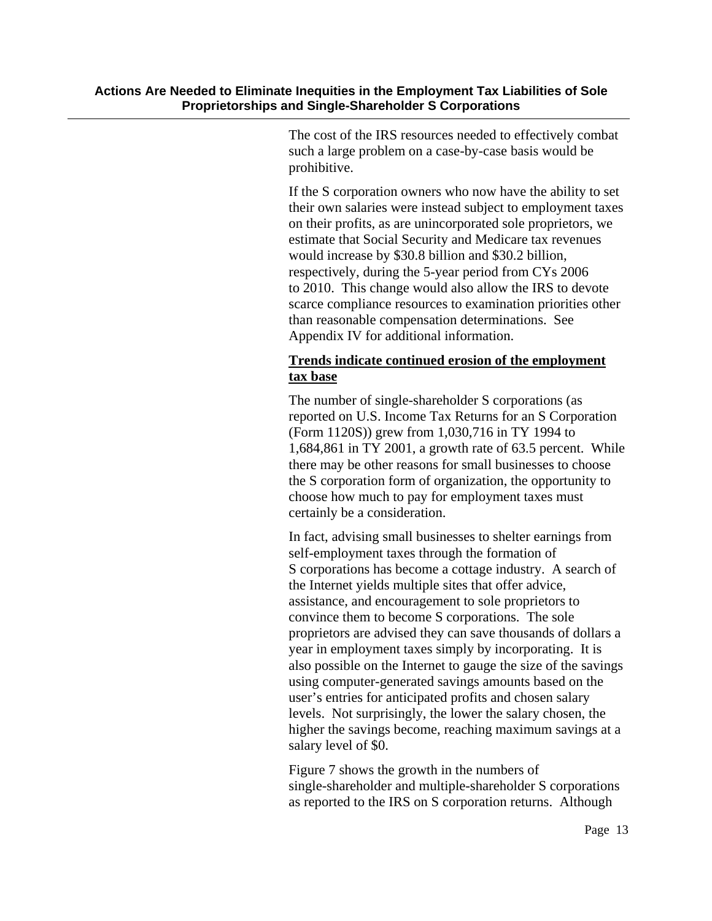The cost of the IRS resources needed to effectively combat such a large problem on a case-by-case basis would be prohibitive.

If the S corporation owners who now have the ability to set their own salaries were instead subject to employment taxes on their profits, as are unincorporated sole proprietors, we estimate that Social Security and Medicare tax revenues would increase by $30.8 billion and $30.2 billion, respectively, during the 5-year period from CYs 2006 to 2010. This change would also allow the IRS to devote scarce compliance resources to examination priorities other than reasonable compensation determinations. See Appendix IV for additional information.

**Trends indicate continued erosion of the employment tax base**

The number of single-shareholder S corporations (as reported on U.S. Income Tax Returns for an S Corporation (Form 1120S)) grew from 1,030,716 in TY 1994 to 1,684,861 in TY 2001, a growth rate of 63.5 percent. While there may be other reasons for small businesses to choose the S corporation form of organization, the opportunity to choose how much to pay for employment taxes must certainly be a consideration.

In fact, advising small businesses to shelter earnings from self-employment taxes through the formation of S corporations has become a cottage industry. A search of the Internet yields multiple sites that offer advice, assistance, and encouragement to sole proprietors to convince them to become S corporations. The sole proprietors are advised they can save thousands of dollars a year in employment taxes simply by incorporating. It is also possible on the Internet to gauge the size of the savings using computer-generated savings amounts based on the user's entries for anticipated profits and chosen salary levels. Not surprisingly, the lower the salary chosen, the higher the savings become, reaching maximum savings at a salary level of $0.

Figure 7 shows the growth in the numbers of single-shareholder and multiple-shareholder S corporations as reported to the IRS on S corporation returns. Although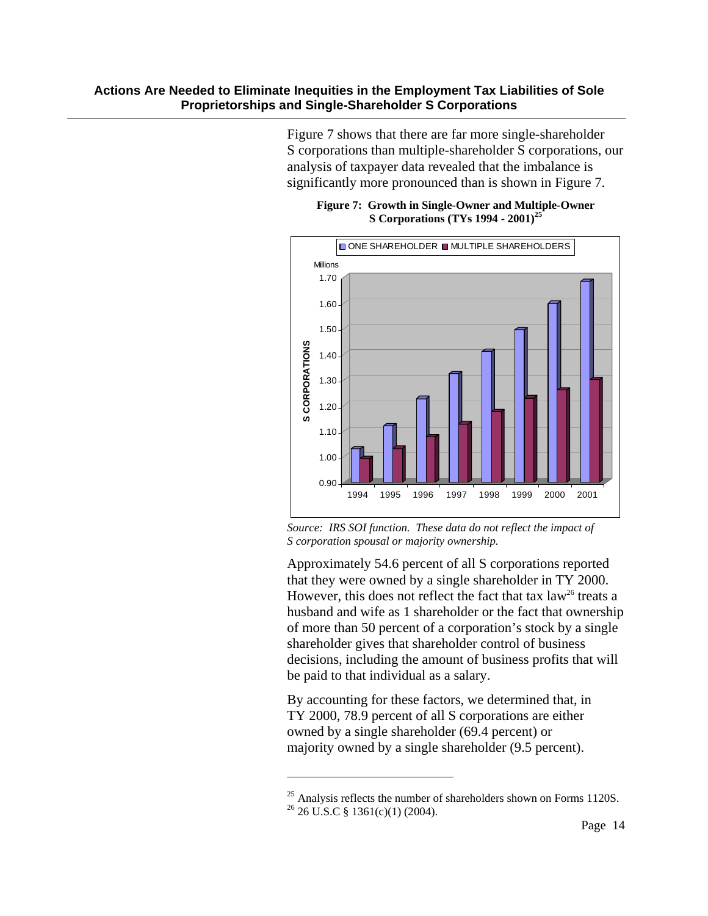Figure 7 shows that there are far more single-shareholder S corporations than multiple-shareholder S corporations, our analysis of taxpayer data revealed that the imbalance is significantly more pronounced than is shown in Figure 7.

**Figure 7: Growth in Single-Owner and Multiple-Owner S Corporations (TYs 1994 - 2001)[25]**

*Source: IRS SOI function. These data do not reflect the impact of S corporation spousal or majority ownership.*

Approximately 54.6 percent of all S corporations reported that they were owned by a single shareholder in TY 2000. However, this does not reflect the fact that tax law[26] treats a husband and wife as 1 shareholder or the fact that ownership of more than 50 percent of a corporation's stock by a single shareholder gives that shareholder control of business decisions, including the amount of business profits that will be paid to that individual as a salary.

By accounting for these factors, we determined that, in TY 2000, 78.9 percent of all S corporations are either owned by a single shareholder (69.4 percent) or majority owned by a single shareholder (9.5 percent).

---

[25] Analysis reflects the number of shareholders shown on Forms 1120S.

[26] 26 U.S.C § 1361(c)(1) (2004).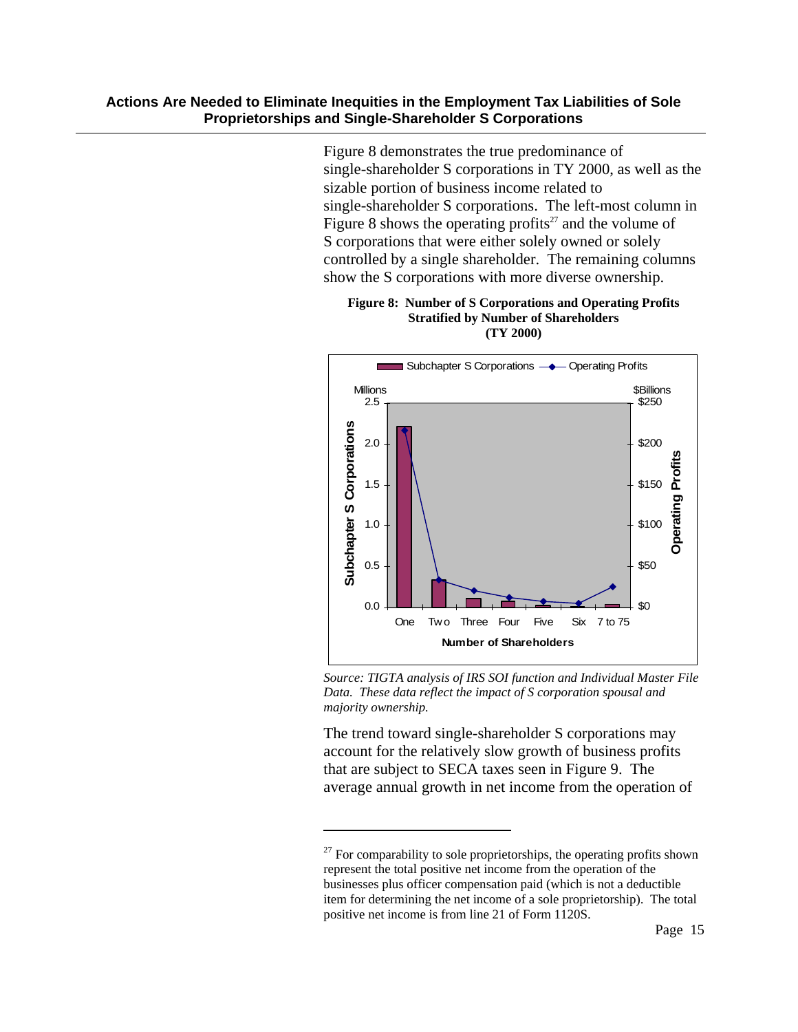Figure 8 demonstrates the true predominance of single-shareholder S corporations in TY 2000, as well as the sizable portion of business income related to single-shareholder S corporations. The left-most column in Figure 8 shows the operating profits[27] and the volume of S corporations that were either solely owned or solely controlled by a single shareholder. The remaining columns show the S corporations with more diverse ownership.

**Figure 8: Number of S Corporations and Operating Profits Stratified by Number of Shareholders (TY 2000)**

*Source: TIGTA analysis of IRS SOI function and Individual Master File Data. These data reflect the impact of S corporation spousal and majority ownership.*

The trend toward single-shareholder S corporations may account for the relatively slow growth of business profits that are subject to SECA taxes seen in Figure 9. The average annual growth in net income from the operation of

---

[27] For comparability to sole proprietorships, the operating profits shown represent the total positive net income from the operation of the businesses plus officer compensation paid (which is not a deductible item for determining the net income of a sole proprietorship). The total positive net income is from line 21 of Form 1120S.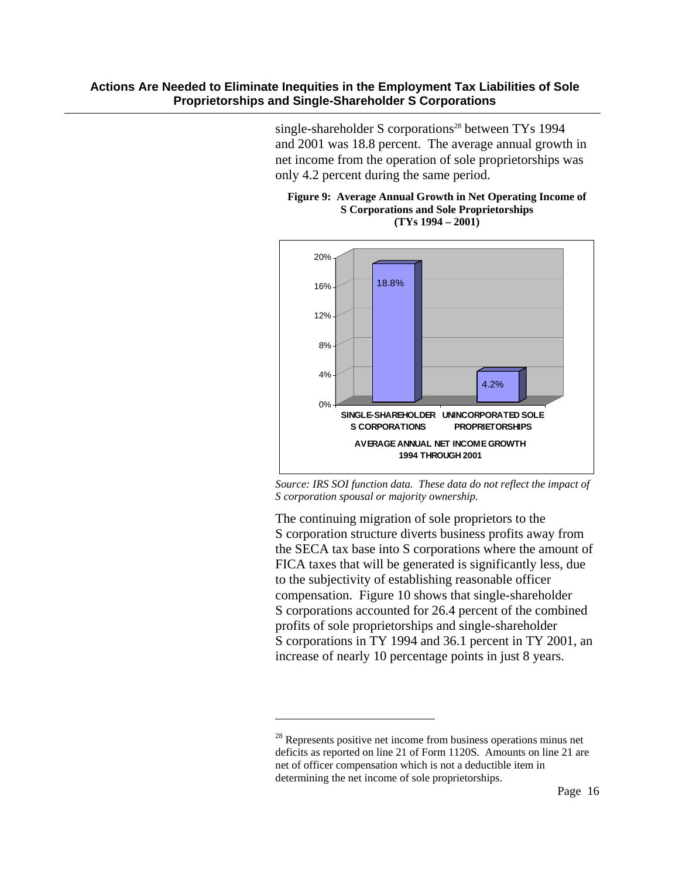single-shareholder S corporations[28] between TYs 1994 and 2001 was 18.8 percent. The average annual growth in net income from the operation of sole proprietorships was only 4.2 percent during the same period.

**Figure 9: Average Annual Growth in Net Operating Income of S Corporations and Sole Proprietorships (TYs 1994 – 2001)**

| AVERAGE ANNUAL NET INCOME GROWTH 1994 THROUGH 2001 | |
|---|---|
| SINGLE-SHAREHOLDER S CORPORATIONS | 18.8% |
| UNINCORPORATED SOLE PROPRIETORSHIPS | 4.2% |

*Source: IRS SOI function data. These data do not reflect the impact of S corporation spousal or majority ownership.*

The continuing migration of sole proprietors to the S corporation structure diverts business profits away from the SECA tax base into S corporations where the amount of FICA taxes that will be generated is significantly less, due to the subjectivity of establishing reasonable officer compensation. Figure 10 shows that single-shareholder S corporations accounted for 26.4 percent of the combined profits of sole proprietorships and single-shareholder S corporations in TY 1994 and 36.1 percent in TY 2001, an increase of nearly 10 percentage points in just 8 years.

[28] Represents positive net income from business operations minus net deficits as reported on line 21 of Form 1120S. Amounts on line 21 are net of officer compensation which is not a deductible item in determining the net income of sole proprietorships.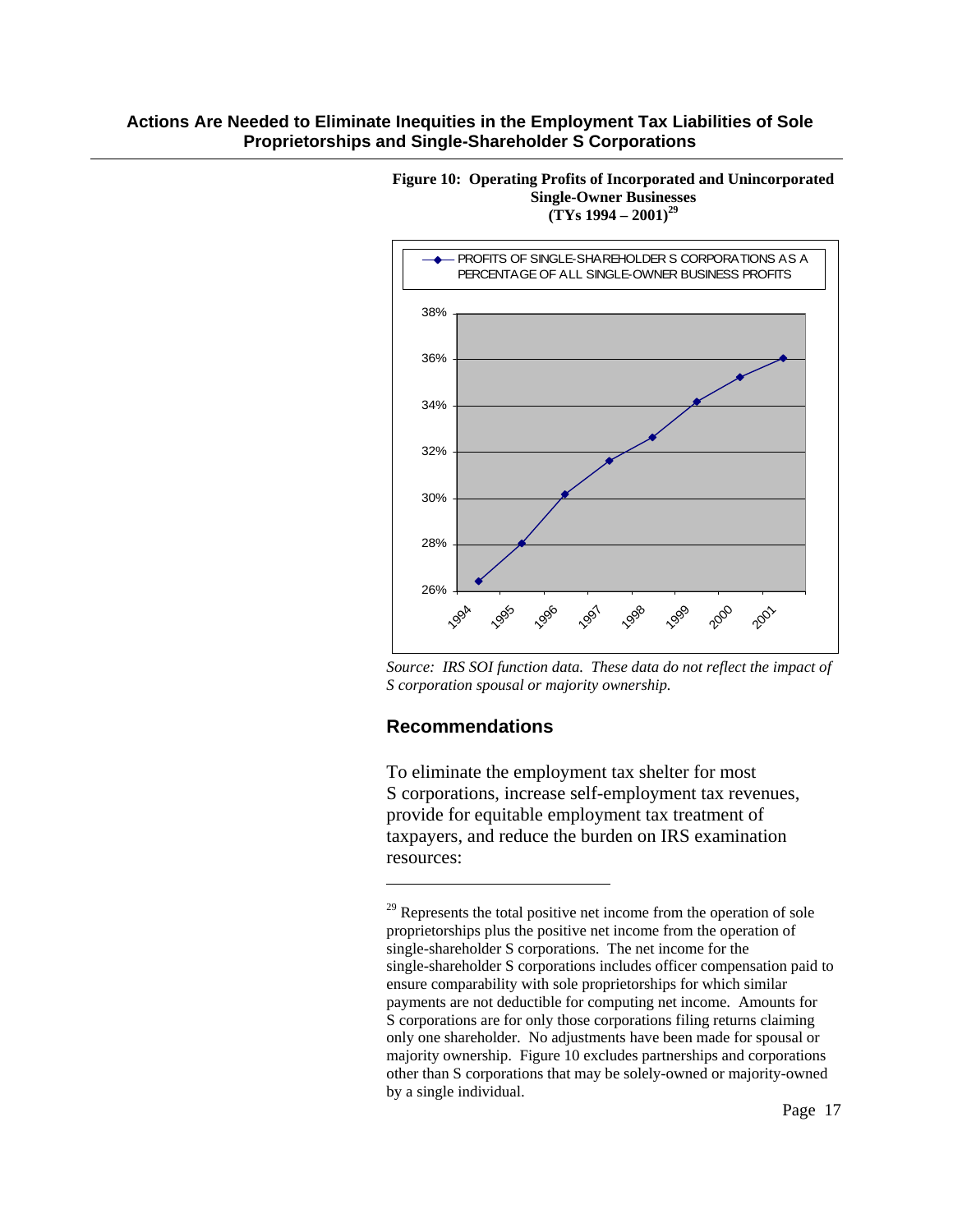**Figure 10: Operating Profits of Incorporated and Unincorporated Single-Owner Businesses (TYs 1994 – 2001)**[29]

*Source: IRS SOI function data. These data do not reflect the impact of S corporation spousal or majority ownership.*

## Recommendations

To eliminate the employment tax shelter for most S corporations, increase self-employment tax revenues, provide for equitable employment tax treatment of taxpayers, and reduce the burden on IRS examination resources:

---

[29] Represents the total positive net income from the operation of sole proprietorships plus the positive net income from the operation of single-shareholder S corporations. The net income for the single-shareholder S corporations includes officer compensation paid to ensure comparability with sole proprietorships for which similar payments are not deductible for computing net income. Amounts for S corporations are for only those corporations filing returns claiming only one shareholder. No adjustments have been made for spousal or majority ownership. Figure 10 excludes partnerships and corporations other than S corporations that may be solely-owned or majority-owned by a single individual.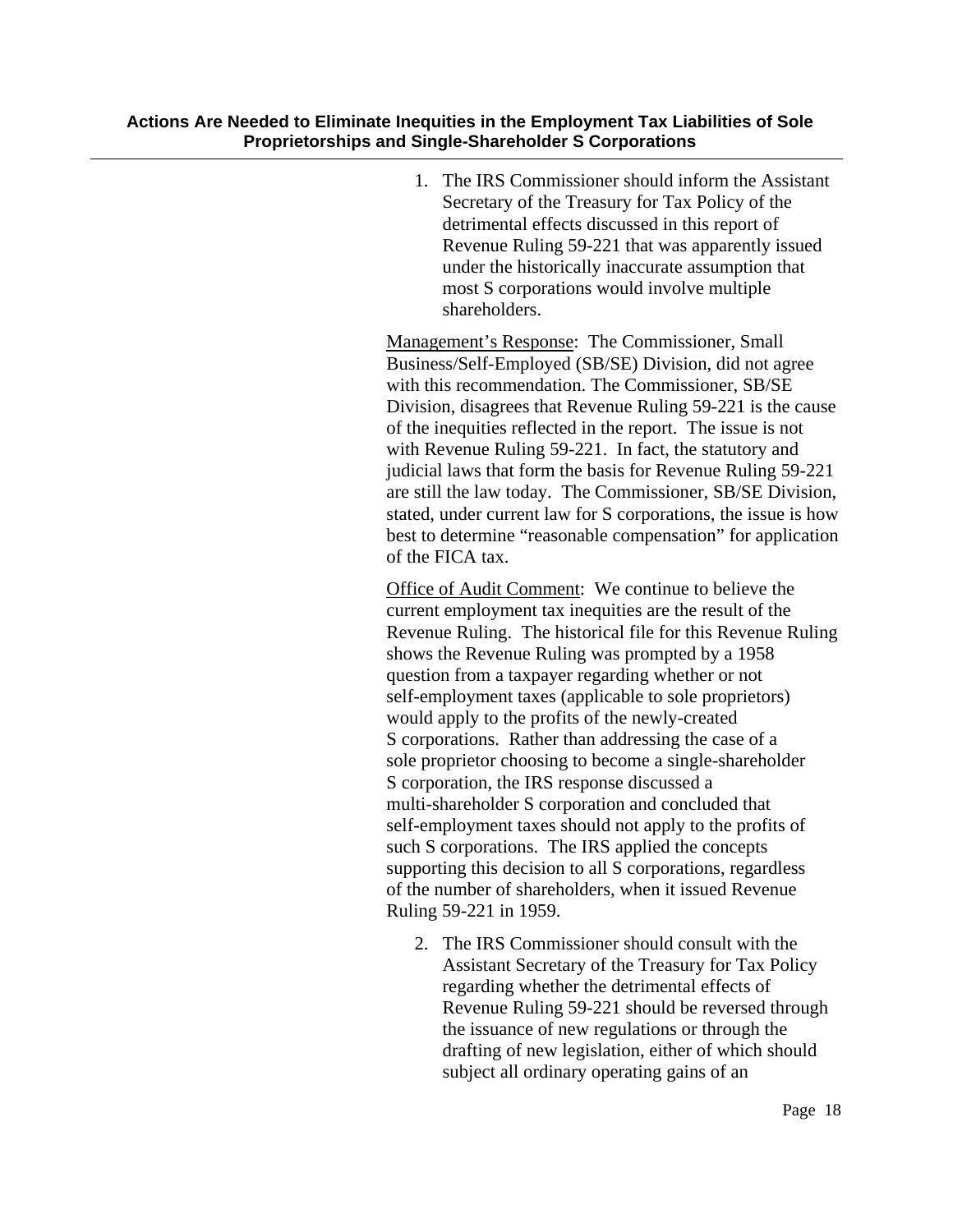1. The IRS Commissioner should inform the Assistant Secretary of the Treasury for Tax Policy of the detrimental effects discussed in this report of Revenue Ruling 59-221 that was apparently issued under the historically inaccurate assumption that most S corporations would involve multiple shareholders.

<u>Management's Response</u>: The Commissioner, Small Business/Self-Employed (SB/SE) Division, did not agree with this recommendation. The Commissioner, SB/SE Division, disagrees that Revenue Ruling 59-221 is the cause of the inequities reflected in the report. The issue is not with Revenue Ruling 59-221. In fact, the statutory and judicial laws that form the basis for Revenue Ruling 59-221 are still the law today. The Commissioner, SB/SE Division, stated, under current law for S corporations, the issue is how best to determine "reasonable compensation" for application of the FICA tax.

<u>Office of Audit Comment</u>: We continue to believe the current employment tax inequities are the result of the Revenue Ruling. The historical file for this Revenue Ruling shows the Revenue Ruling was prompted by a 1958 question from a taxpayer regarding whether or not self-employment taxes (applicable to sole proprietors) would apply to the profits of the newly-created S corporations. Rather than addressing the case of a sole proprietor choosing to become a single-shareholder S corporation, the IRS response discussed a multi-shareholder S corporation and concluded that self-employment taxes should not apply to the profits of such S corporations. The IRS applied the concepts supporting this decision to all S corporations, regardless of the number of shareholders, when it issued Revenue Ruling 59-221 in 1959.

2. The IRS Commissioner should consult with the Assistant Secretary of the Treasury for Tax Policy regarding whether the detrimental effects of Revenue Ruling 59-221 should be reversed through the issuance of new regulations or through the drafting of new legislation, either of which should subject all ordinary operating gains of an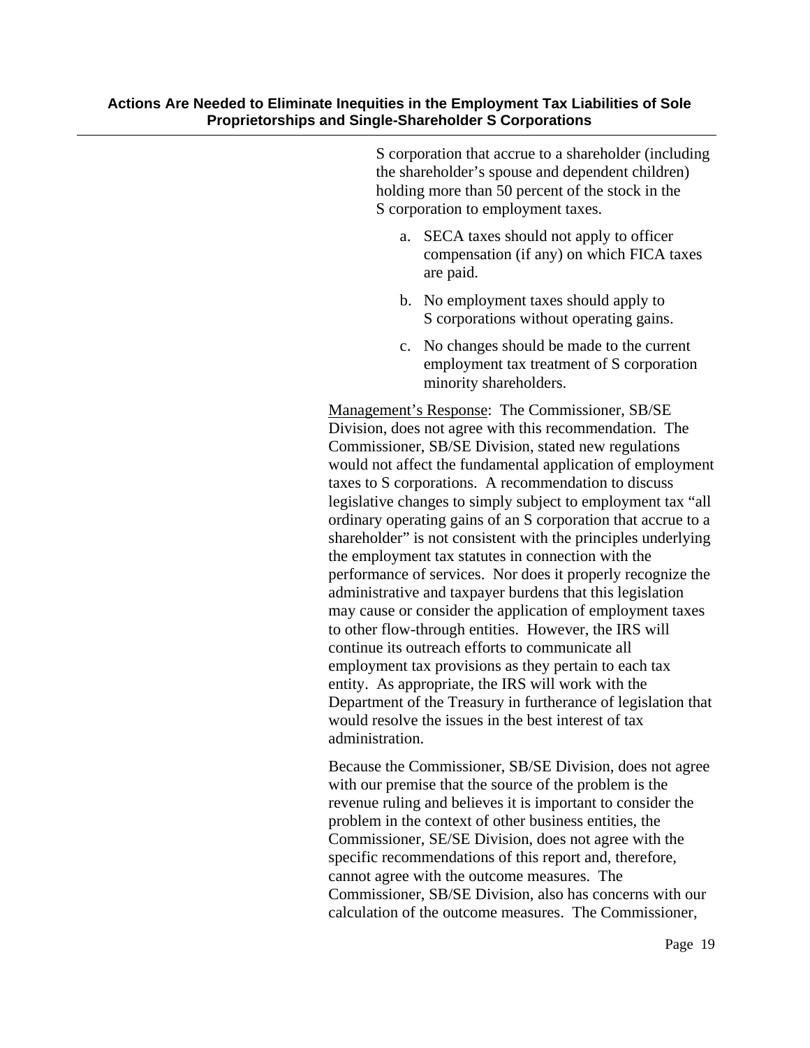S corporation that accrue to a shareholder (including the shareholder's spouse and dependent children) holding more than 50 percent of the stock in the S corporation to employment taxes.

a. SECA taxes should not apply to officer compensation (if any) on which FICA taxes are paid.

b. No employment taxes should apply to S corporations without operating gains.

c. No changes should be made to the current employment tax treatment of S corporation minority shareholders.

Management's Response: The Commissioner, SB/SE Division, does not agree with this recommendation. The Commissioner, SB/SE Division, stated new regulations would not affect the fundamental application of employment taxes to S corporations. A recommendation to discuss legislative changes to simply subject to employment tax "all ordinary operating gains of an S corporation that accrue to a shareholder" is not consistent with the principles underlying the employment tax statutes in connection with the performance of services. Nor does it properly recognize the administrative and taxpayer burdens that this legislation may cause or consider the application of employment taxes to other flow-through entities. However, the IRS will continue its outreach efforts to communicate all employment tax provisions as they pertain to each tax entity. As appropriate, the IRS will work with the Department of the Treasury in furtherance of legislation that would resolve the issues in the best interest of tax administration.

Because the Commissioner, SB/SE Division, does not agree with our premise that the source of the problem is the revenue ruling and believes it is important to consider the problem in the context of other business entities, the Commissioner, SE/SE Division, does not agree with the specific recommendations of this report and, therefore, cannot agree with the outcome measures. The Commissioner, SB/SE Division, also has concerns with our calculation of the outcome measures. The Commissioner,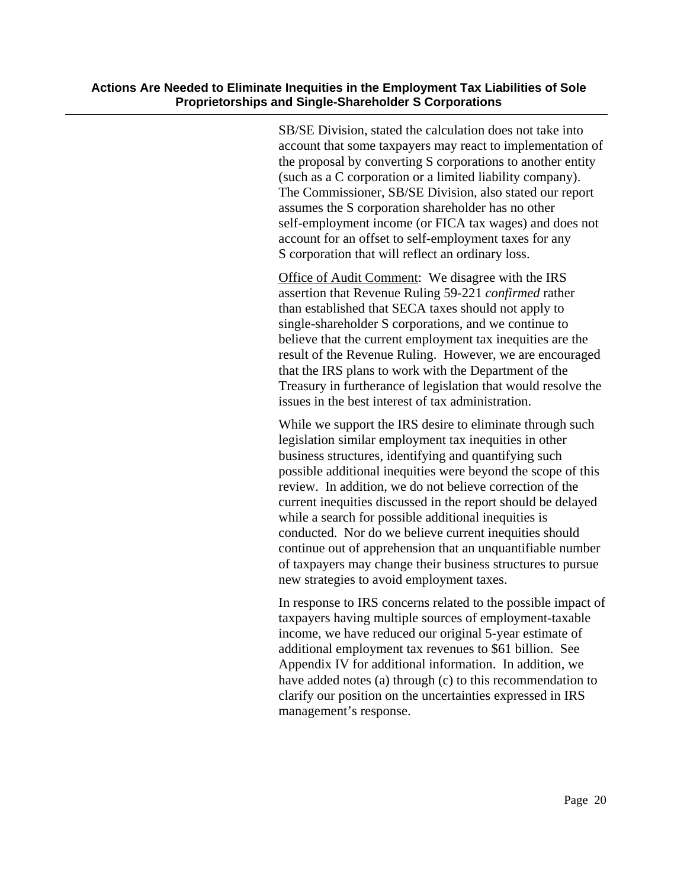SB/SE Division, stated the calculation does not take into account that some taxpayers may react to implementation of the proposal by converting S corporations to another entity (such as a C corporation or a limited liability company). The Commissioner, SB/SE Division, also stated our report assumes the S corporation shareholder has no other self-employment income (or FICA tax wages) and does not account for an offset to self-employment taxes for any S corporation that will reflect an ordinary loss.

Office of Audit Comment: We disagree with the IRS assertion that Revenue Ruling 59-221 *confirmed* rather than established that SECA taxes should not apply to single-shareholder S corporations, and we continue to believe that the current employment tax inequities are the result of the Revenue Ruling. However, we are encouraged that the IRS plans to work with the Department of the Treasury in furtherance of legislation that would resolve the issues in the best interest of tax administration.

While we support the IRS desire to eliminate through such legislation similar employment tax inequities in other business structures, identifying and quantifying such possible additional inequities were beyond the scope of this review. In addition, we do not believe correction of the current inequities discussed in the report should be delayed while a search for possible additional inequities is conducted. Nor do we believe current inequities should continue out of apprehension that an unquantifiable number of taxpayers may change their business structures to pursue new strategies to avoid employment taxes.

In response to IRS concerns related to the possible impact of taxpayers having multiple sources of employment-taxable income, we have reduced our original 5-year estimate of additional employment tax revenues to $61 billion. See Appendix IV for additional information. In addition, we have added notes (a) through (c) to this recommendation to clarify our position on the uncertainties expressed in IRS management's response.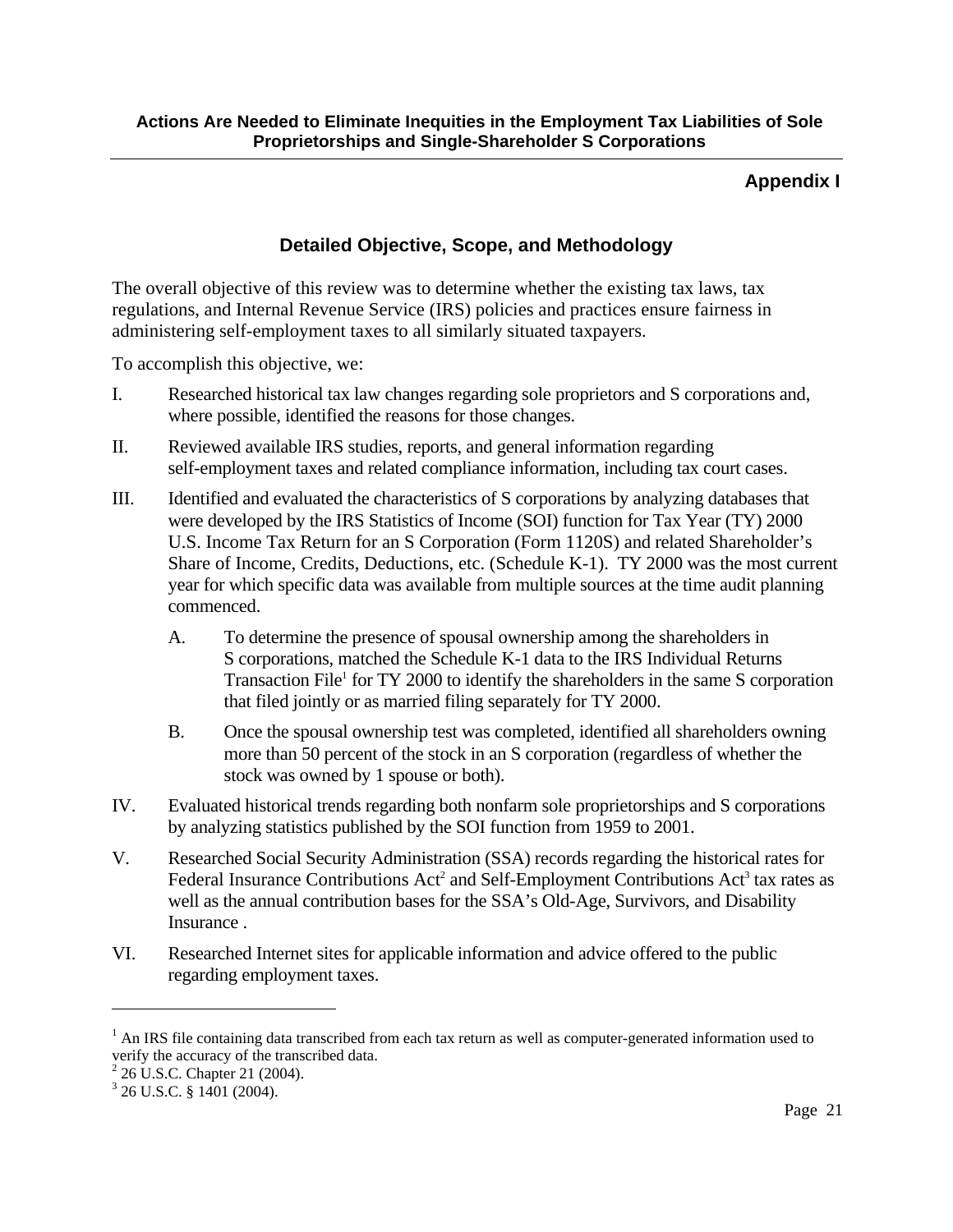## Appendix I

### Detailed Objective, Scope, and Methodology

The overall objective of this review was to determine whether the existing tax laws, tax regulations, and Internal Revenue Service (IRS) policies and practices ensure fairness in administering self-employment taxes to all similarly situated taxpayers.

To accomplish this objective, we:

I. Researched historical tax law changes regarding sole proprietors and S corporations and, where possible, identified the reasons for those changes.

II. Reviewed available IRS studies, reports, and general information regarding self-employment taxes and related compliance information, including tax court cases.

III. Identified and evaluated the characteristics of S corporations by analyzing databases that were developed by the IRS Statistics of Income (SOI) function for Tax Year (TY) 2000 U.S. Income Tax Return for an S Corporation (Form 1120S) and related Shareholder's Share of Income, Credits, Deductions, etc. (Schedule K-1). TY 2000 was the most current year for which specific data was available from multiple sources at the time audit planning commenced.

   A. To determine the presence of spousal ownership among the shareholders in S corporations, matched the Schedule K-1 data to the IRS Individual Returns Transaction File[1] for TY 2000 to identify the shareholders in the same S corporation that filed jointly or as married filing separately for TY 2000.

   B. Once the spousal ownership test was completed, identified all shareholders owning more than 50 percent of the stock in an S corporation (regardless of whether the stock was owned by 1 spouse or both).

IV. Evaluated historical trends regarding both nonfarm sole proprietorships and S corporations by analyzing statistics published by the SOI function from 1959 to 2001.

V. Researched Social Security Administration (SSA) records regarding the historical rates for Federal Insurance Contributions Act[2] and Self-Employment Contributions Act[3] tax rates as well as the annual contribution bases for the SSA's Old-Age, Survivors, and Disability Insurance .

VI. Researched Internet sites for applicable information and advice offered to the public regarding employment taxes.

---

[1] An IRS file containing data transcribed from each tax return as well as computer-generated information used to verify the accuracy of the transcribed data.

[2] 26 U.S.C. Chapter 21 (2004).

[3] 26 U.S.C. § 1401 (2004).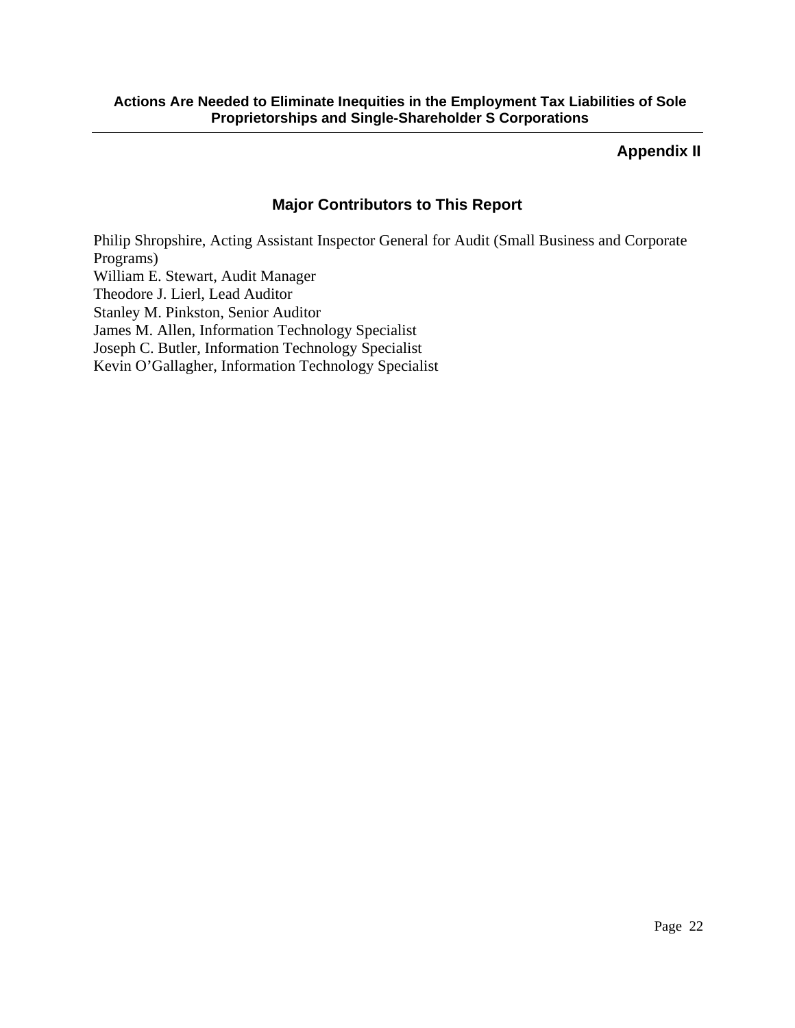**Appendix II**

## Major Contributors to This Report

Philip Shropshire, Acting Assistant Inspector General for Audit (Small Business and Corporate Programs)
William E. Stewart, Audit Manager
Theodore J. Lierl, Lead Auditor
Stanley M. Pinkston, Senior Auditor
James M. Allen, Information Technology Specialist
Joseph C. Butler, Information Technology Specialist
Kevin O'Gallagher, Information Technology Specialist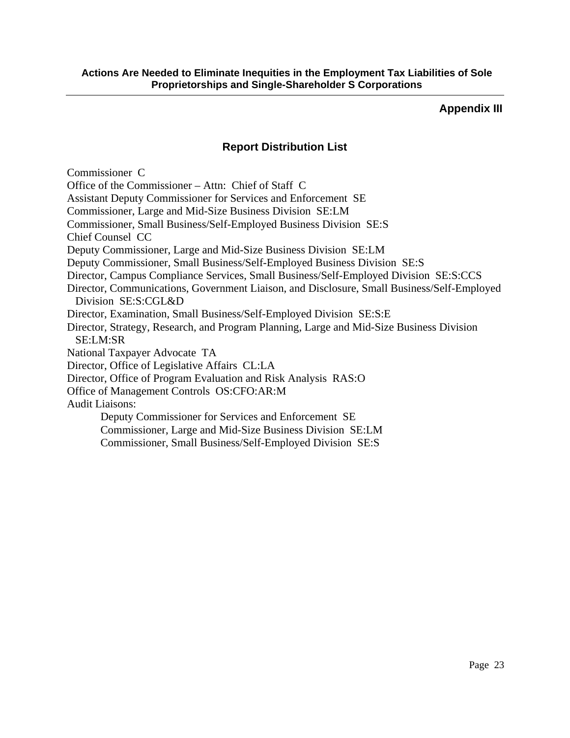## Appendix III

## Report Distribution List

Commissioner C
Office of the Commissioner – Attn: Chief of Staff C
Assistant Deputy Commissioner for Services and Enforcement SE
Commissioner, Large and Mid-Size Business Division SE:LM
Commissioner, Small Business/Self-Employed Business Division SE:S
Chief Counsel CC
Deputy Commissioner, Large and Mid-Size Business Division SE:LM
Deputy Commissioner, Small Business/Self-Employed Business Division SE:S
Director, Campus Compliance Services, Small Business/Self-Employed Division SE:S:CCS
Director, Communications, Government Liaison, and Disclosure, Small Business/Self-Employed Division SE:S:CGL&D
Director, Examination, Small Business/Self-Employed Division SE:S:E
Director, Strategy, Research, and Program Planning, Large and Mid-Size Business Division SE:LM:SR
National Taxpayer Advocate TA
Director, Office of Legislative Affairs CL:LA
Director, Office of Program Evaluation and Risk Analysis RAS:O
Office of Management Controls OS:CFO:AR:M
Audit Liaisons:

- Deputy Commissioner for Services and Enforcement SE
- Commissioner, Large and Mid-Size Business Division SE:LM
- Commissioner, Small Business/Self-Employed Division SE:S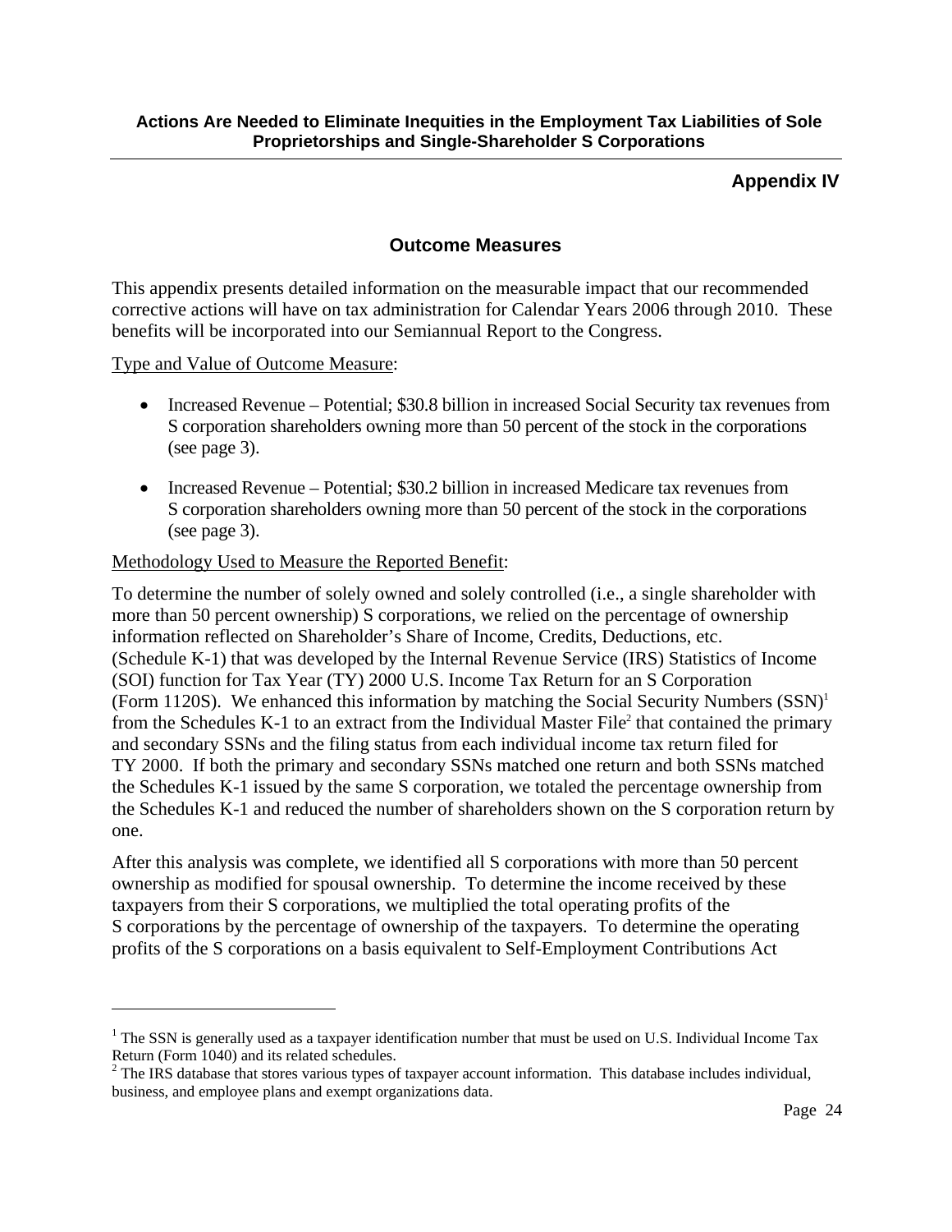## Appendix IV

### Outcome Measures

This appendix presents detailed information on the measurable impact that our recommended corrective actions will have on tax administration for Calendar Years 2006 through 2010. These benefits will be incorporated into our Semiannual Report to the Congress.

Type and Value of Outcome Measure:

- Increased Revenue – Potential; $30.8 billion in increased Social Security tax revenues from S corporation shareholders owning more than 50 percent of the stock in the corporations (see page 3).
- Increased Revenue – Potential; $30.2 billion in increased Medicare tax revenues from S corporation shareholders owning more than 50 percent of the stock in the corporations (see page 3).

Methodology Used to Measure the Reported Benefit:

To determine the number of solely owned and solely controlled (i.e., a single shareholder with more than 50 percent ownership) S corporations, we relied on the percentage of ownership information reflected on Shareholder's Share of Income, Credits, Deductions, etc. (Schedule K-1) that was developed by the Internal Revenue Service (IRS) Statistics of Income (SOI) function for Tax Year (TY) 2000 U.S. Income Tax Return for an S Corporation (Form 1120S). We enhanced this information by matching the Social Security Numbers (SSN)[1] from the Schedules K-1 to an extract from the Individual Master File[2] that contained the primary and secondary SSNs and the filing status from each individual income tax return filed for TY 2000. If both the primary and secondary SSNs matched one return and both SSNs matched the Schedules K-1 issued by the same S corporation, we totaled the percentage ownership from the Schedules K-1 and reduced the number of shareholders shown on the S corporation return by one.

After this analysis was complete, we identified all S corporations with more than 50 percent ownership as modified for spousal ownership. To determine the income received by these taxpayers from their S corporations, we multiplied the total operating profits of the S corporations by the percentage of ownership of the taxpayers. To determine the operating profits of the S corporations on a basis equivalent to Self-Employment Contributions Act

---

[1] The SSN is generally used as a taxpayer identification number that must be used on U.S. Individual Income Tax Return (Form 1040) and its related schedules.

[2] The IRS database that stores various types of taxpayer account information. This database includes individual, business, and employee plans and exempt organizations data.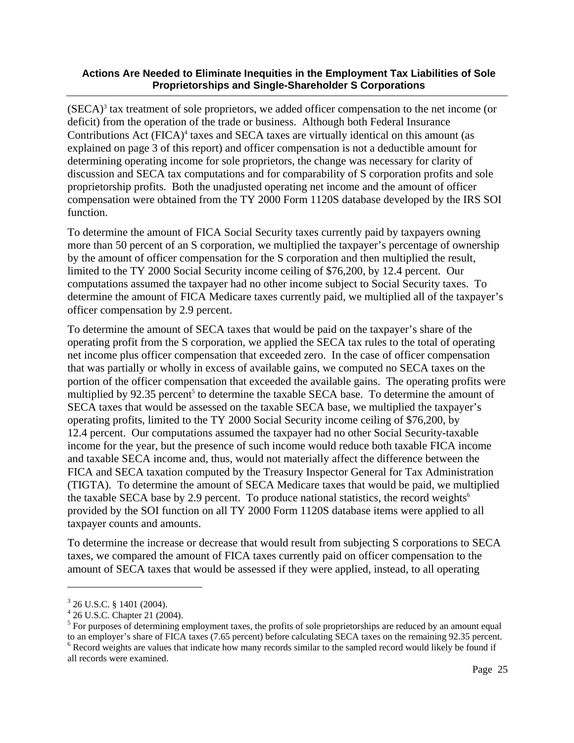(SECA)[3] tax treatment of sole proprietors, we added officer compensation to the net income (or deficit) from the operation of the trade or business. Although both Federal Insurance Contributions Act (FICA)[4] taxes and SECA taxes are virtually identical on this amount (as explained on page 3 of this report) and officer compensation is not a deductible amount for determining operating income for sole proprietors, the change was necessary for clarity of discussion and SECA tax computations and for comparability of S corporation profits and sole proprietorship profits. Both the unadjusted operating net income and the amount of officer compensation were obtained from the TY 2000 Form 1120S database developed by the IRS SOI function.

To determine the amount of FICA Social Security taxes currently paid by taxpayers owning more than 50 percent of an S corporation, we multiplied the taxpayer's percentage of ownership by the amount of officer compensation for the S corporation and then multiplied the result, limited to the TY 2000 Social Security income ceiling of $76,200, by 12.4 percent. Our computations assumed the taxpayer had no other income subject to Social Security taxes. To determine the amount of FICA Medicare taxes currently paid, we multiplied all of the taxpayer's officer compensation by 2.9 percent.

To determine the amount of SECA taxes that would be paid on the taxpayer's share of the operating profit from the S corporation, we applied the SECA tax rules to the total of operating net income plus officer compensation that exceeded zero. In the case of officer compensation that was partially or wholly in excess of available gains, we computed no SECA taxes on the portion of the officer compensation that exceeded the available gains. The operating profits were multiplied by 92.35 percent[5] to determine the taxable SECA base. To determine the amount of SECA taxes that would be assessed on the taxable SECA base, we multiplied the taxpayer's operating profits, limited to the TY 2000 Social Security income ceiling of $76,200, by 12.4 percent. Our computations assumed the taxpayer had no other Social Security-taxable income for the year, but the presence of such income would reduce both taxable FICA income and taxable SECA income and, thus, would not materially affect the difference between the FICA and SECA taxation computed by the Treasury Inspector General for Tax Administration (TIGTA). To determine the amount of SECA Medicare taxes that would be paid, we multiplied the taxable SECA base by 2.9 percent. To produce national statistics, the record weights[6] provided by the SOI function on all TY 2000 Form 1120S database items were applied to all taxpayer counts and amounts.

To determine the increase or decrease that would result from subjecting S corporations to SECA taxes, we compared the amount of FICA taxes currently paid on officer compensation to the amount of SECA taxes that would be assessed if they were applied, instead, to all operating

---

[3] 26 U.S.C. § 1401 (2004).

[4] 26 U.S.C. Chapter 21 (2004).

[5] For purposes of determining employment taxes, the profits of sole proprietorships are reduced by an amount equal to an employer's share of FICA taxes (7.65 percent) before calculating SECA taxes on the remaining 92.35 percent.

[6] Record weights are values that indicate how many records similar to the sampled record would likely be found if all records were examined.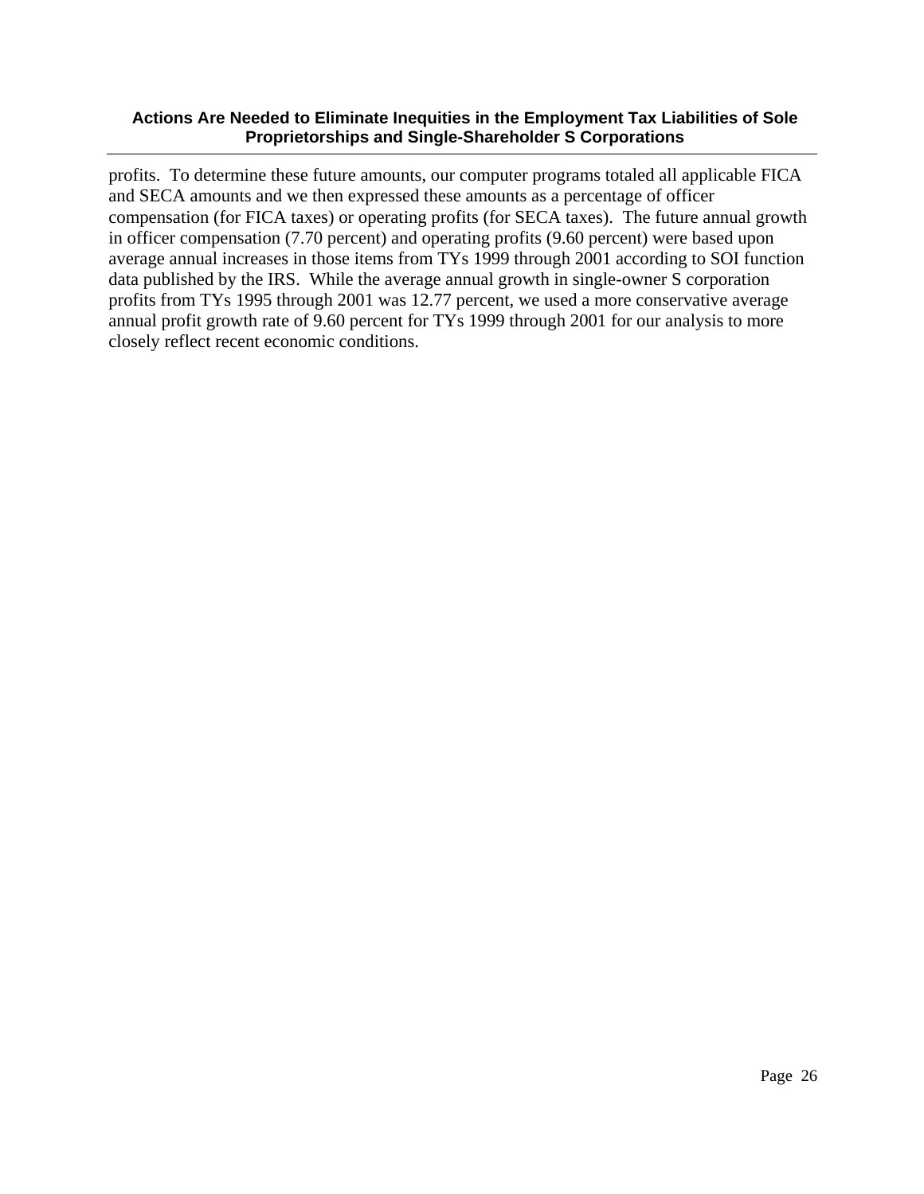profits. To determine these future amounts, our computer programs totaled all applicable FICA and SECA amounts and we then expressed these amounts as a percentage of officer compensation (for FICA taxes) or operating profits (for SECA taxes). The future annual growth in officer compensation (7.70 percent) and operating profits (9.60 percent) were based upon average annual increases in those items from TYs 1999 through 2001 according to SOI function data published by the IRS. While the average annual growth in single-owner S corporation profits from TYs 1995 through 2001 was 12.77 percent, we used a more conservative average annual profit growth rate of 9.60 percent for TYs 1999 through 2001 for our analysis to more closely reflect recent economic conditions.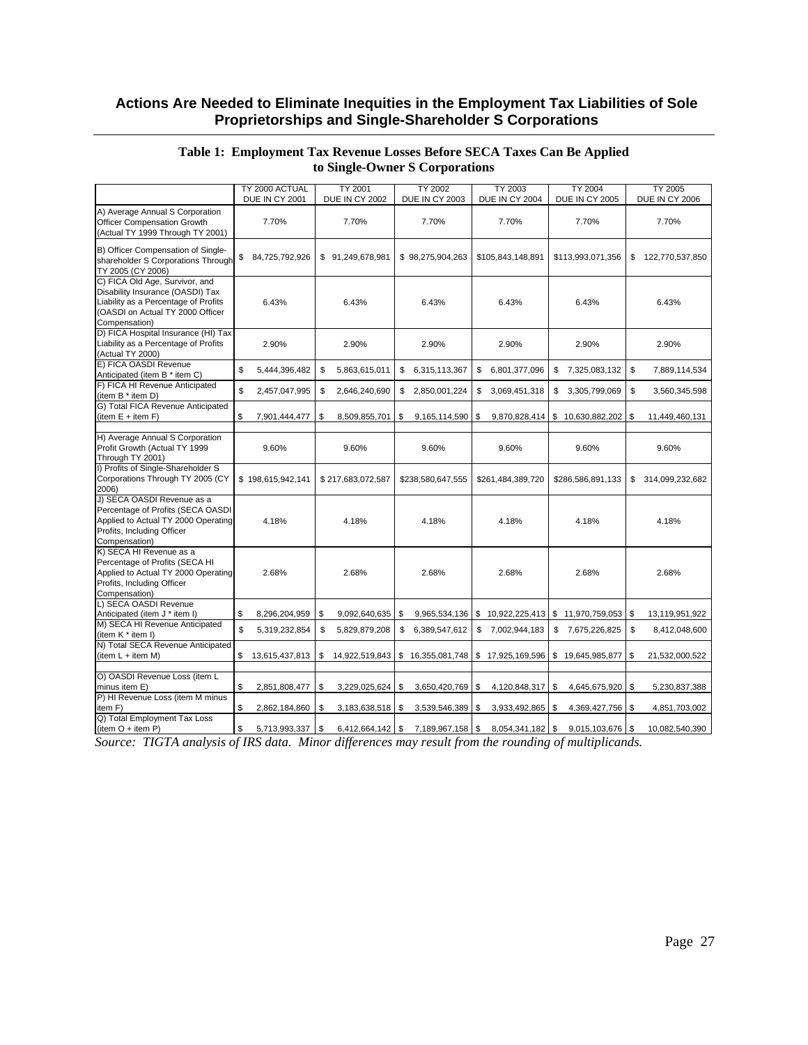**Actions Are Needed to Eliminate Inequities in the Employment Tax Liabilities of Sole Proprietorships and Single-Shareholder S Corporations**

**Table 1: Employment Tax Revenue Losses Before SECA Taxes Can Be Applied to Single-Owner S Corporations**

| | TY 2000 ACTUAL DUE IN CY 2001 | TY 2001 DUE IN CY 2002 | TY 2002 DUE IN CY 2003 | TY 2003 DUE IN CY 2004 | TY 2004 DUE IN CY 2005 | TY 2005 DUE IN CY 2006 |
|---|---|---|---|---|---|---|
| A) Average Annual S Corporation Officer Compensation Growth (Actual TY 1999 Through TY 2001) | 7.70% | 7.70% | 7.70% | 7.70% | 7.70% | 7.70% |
| B) Officer Compensation of Single-shareholder S Corporations Through TY 2005 (CY 2006) | $ 84,725,792,926 | $ 91,249,678,981 | $ 98,275,904,263 | $105,843,148,891 | $113,993,071,356 | $ 122,770,537,850 |
| C) FICA Old Age, Survivor, and Disability Insurance (OASDI) Tax Liability as a Percentage of Profits (OASDI on Actual TY 2000 Officer Compensation) | 6.43% | 6.43% | 6.43% | 6.43% | 6.43% | 6.43% |
| D) FICA Hospital Insurance (HI) Tax Liability as a Percentage of Profits (Actual TY 2000) | 2.90% | 2.90% | 2.90% | 2.90% | 2.90% | 2.90% |
| E) FICA OASDI Revenue Anticipated (item B * item C) | $ 5,444,396,482 | $ 5,863,615,011 | $ 6,315,113,367 | $ 6,801,377,096 | $ 7,325,083,132 | $ 7,889,114,534 |
| F) FICA HI Revenue Anticipated (item B * item D) | $ 2,457,047,995 | $ 2,646,240,690 | $ 2,850,001,224 | $ 3,069,451,318 | $ 3,305,799,069 | $ 3,560,345,598 |
| G) Total FICA Revenue Anticipated (item E + item F) | $ 7,901,444,477 | $ 8,509,855,701 | $ 9,165,114,590 | $ 9,870,828,414 | $ 10,630,882,202 | $ 11,449,460,131 |
| | | | | | | |
| H) Average Annual S Corporation Profit Growth (Actual TY 1999 Through TY 2001) | 9.60% | 9.60% | 9.60% | 9.60% | 9.60% | 9.60% |
| I) Profits of Single-Shareholder S Corporations Through TY 2005 (CY 2006) | $ 198,615,942,141 | $ 217,683,072,587 | $238,580,647,555 | $261,484,389,720 | $286,586,891,133 | $ 314,099,232,682 |
| J) SECA OASDI Revenue as a Percentage of Profits (SECA OASDI Applied to Actual TY 2000 Operating Profits, Including Officer Compensation) | 4.18% | 4.18% | 4.18% | 4.18% | 4.18% | 4.18% |
| K) SECA HI Revenue as a Percentage of Profits (SECA HI Applied to Actual TY 2000 Operating Profits, Including Officer Compensation) | 2.68% | 2.68% | 2.68% | 2.68% | 2.68% | 2.68% |
| L) SECA OASDI Revenue Anticipated (item J * item I) | $ 8,296,204,959 | $ 9,092,640,635 | $ 9,965,534,136 | $ 10,922,225,413 | $ 11,970,759,053 | $ 13,119,951,922 |
| M) SECA HI Revenue Anticipated (item K * item I) | $ 5,319,232,854 | $ 5,829,879,208 | $ 6,389,547,612 | $ 7,002,944,183 | $ 7,675,226,825 | $ 8,412,048,600 |
| N) Total SECA Revenue Anticipated (item L + item M) | $ 13,615,437,813 | $ 14,922,519,843 | $ 16,355,081,748 | $ 17,925,169,596 | $ 19,645,985,877 | $ 21,532,000,522 |
| | | | | | | |
| O) OASDI Revenue Loss (item L minus item E) | $ 2,851,808,477 | $ 3,229,025,624 | $ 3,650,420,769 | $ 4,120,848,317 | $ 4,645,675,920 | $ 5,230,837,388 |
| P) HI Revenue Loss (item M minus item F) | $ 2,862,184,860 | $ 3,183,638,518 | $ 3,539,546,389 | $ 3,933,492,865 | $ 4,369,427,756 | $ 4,851,703,002 |
| Q) Total Employment Tax Loss (item O + item P) | $ 5,713,993,337 | $ 6,412,664,142 | $ 7,189,967,158 | $ 8,054,341,182 | $ 9,015,103,676 | $ 10,082,540,390 |

*Source: TIGTA analysis of IRS data. Minor differences may result from the rounding of multiplicands.*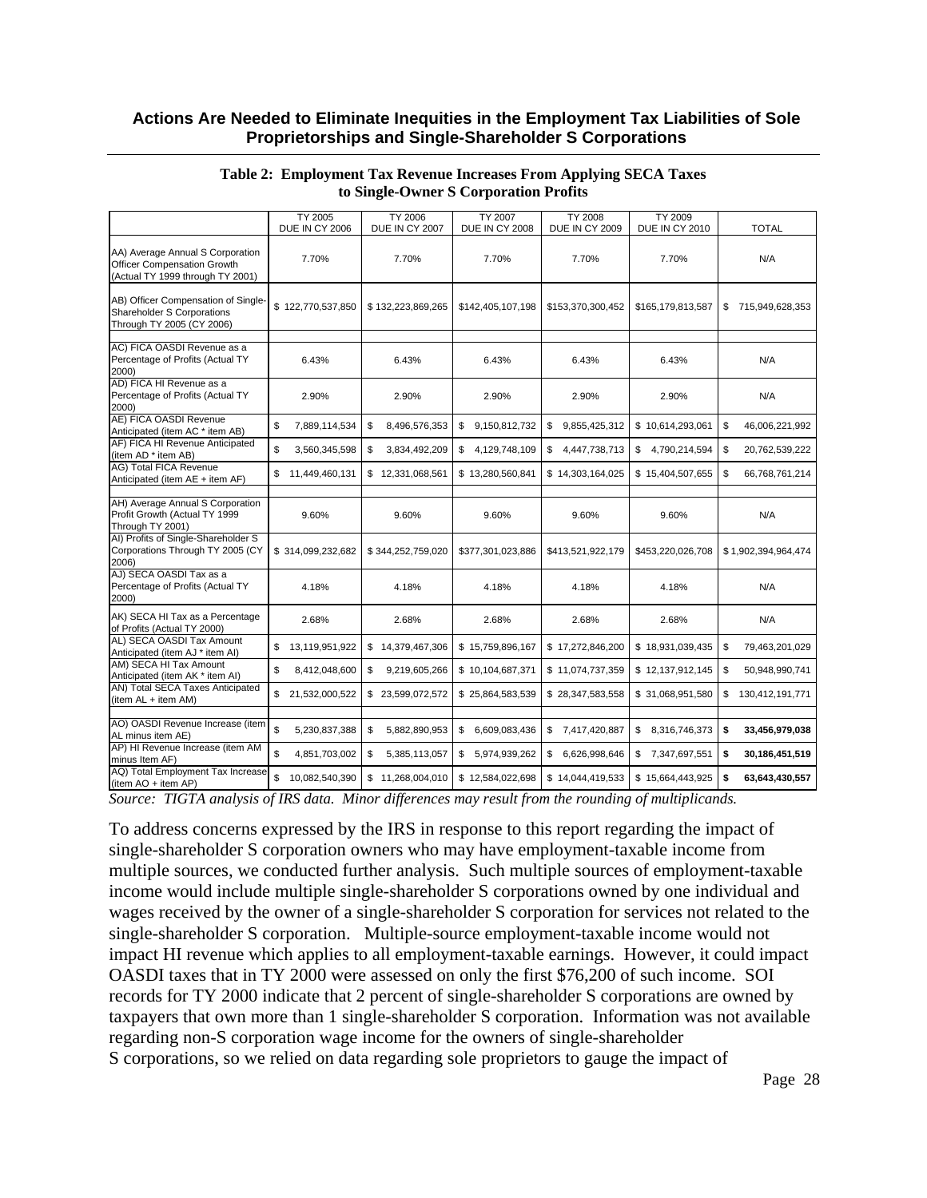**Actions Are Needed to Eliminate Inequities in the Employment Tax Liabilities of Sole Proprietorships and Single-Shareholder S Corporations**

**Table 2: Employment Tax Revenue Increases From Applying SECA Taxes to Single-Owner S Corporation Profits**

| | TY 2005 DUE IN CY 2006 | TY 2006 DUE IN CY 2007 | TY 2007 DUE IN CY 2008 | TY 2008 DUE IN CY 2009 | TY 2009 DUE IN CY 2010 | TOTAL |
|---|---|---|---|---|---|---|
| AA) Average Annual S Corporation Officer Compensation Growth (Actual TY 1999 through TY 2001) | 7.70% | 7.70% | 7.70% | 7.70% | 7.70% | N/A |
| AB) Officer Compensation of Single-Shareholder S Corporations Through TY 2005 (CY 2006) | $ 122,770,537,850 | $ 132,223,869,265 | $142,405,107,198 | $153,370,300,452 | $165,179,813,587 | $ 715,949,628,353 |
| AC) FICA OASDI Revenue as a Percentage of Profits (Actual TY 2000) | 6.43% | 6.43% | 6.43% | 6.43% | 6.43% | N/A |
| AD) FICA HI Revenue as a Percentage of Profits (Actual TY 2000) | 2.90% | 2.90% | 2.90% | 2.90% | 2.90% | N/A |
| AE) FICA OASDI Revenue Anticipated (item AC * item AB) | $ 7,889,114,534 | $ 8,496,576,353 | $ 9,150,812,732 | $ 9,855,425,312 | $ 10,614,293,061 | $ 46,006,221,992 |
| AF) FICA HI Revenue Anticipated (item AD * item AB) | $ 3,560,345,598 | $ 3,834,492,209 | $ 4,129,748,109 | $ 4,447,738,713 | $ 4,790,214,594 | $ 20,762,539,222 |
| AG) Total FICA Revenue Anticipated (item AE + item AF) | $ 11,449,460,131 | $ 12,331,068,561 | $ 13,280,560,841 | $ 14,303,164,025 | $ 15,404,507,655 | $ 66,768,761,214 |
| AH) Average Annual S Corporation Profit Growth (Actual TY 1999 Through TY 2001) | 9.60% | 9.60% | 9.60% | 9.60% | 9.60% | N/A |
| AI) Profits of Single-Shareholder S Corporations Through TY 2005 (CY 2006) | $ 314,099,232,682 | $ 344,252,759,020 | $377,301,023,886 | $413,521,922,179 | $453,220,026,708 | $ 1,902,394,964,474 |
| AJ) SECA OASDI Tax as a Percentage of Profits (Actual TY 2000) | 4.18% | 4.18% | 4.18% | 4.18% | 4.18% | N/A |
| AK) SECA HI Tax as a Percentage of Profits (Actual TY 2000) | 2.68% | 2.68% | 2.68% | 2.68% | 2.68% | N/A |
| AL) SECA OASDI Tax Amount Anticipated (item AJ * item AI) | $ 13,119,951,922 | $ 14,379,467,306 | $ 15,759,896,167 | $ 17,272,846,200 | $ 18,931,039,435 | $ 79,463,201,029 |
| AM) SECA HI Tax Amount Anticipated (item AK * item AI) | $ 8,412,048,600 | $ 9,219,605,266 | $ 10,104,687,371 | $ 11,074,737,359 | $ 12,137,912,145 | $ 50,948,990,741 |
| AN) Total SECA Taxes Anticipated (item AL + item AM) | $ 21,532,000,522 | $ 23,599,072,572 | $ 25,864,583,539 | $ 28,347,583,558 | $ 31,068,951,580 | $ 130,412,191,771 |
| AO) OASDI Revenue Increase (item AL minus item AE) | $ 5,230,837,388 | $ 5,882,890,953 | $ 6,609,083,436 | $ 7,417,420,887 | $ 8,316,746,373 | **$ 33,456,979,038** |
| AP) HI Revenue Increase (item AM minus Item AF) | $ 4,851,703,002 | $ 5,385,113,057 | $ 5,974,939,262 | $ 6,626,998,646 | $ 7,347,697,551 | **$ 30,186,451,519** |
| AQ) Total Employment Tax Increase (item AO + item AP) | $ 10,082,540,390 | $ 11,268,004,010 | $ 12,584,022,698 | $ 14,044,419,533 | $ 15,664,443,925 | **$ 63,643,430,557** |

*Source: TIGTA analysis of IRS data. Minor differences may result from the rounding of multiplicands.*

To address concerns expressed by the IRS in response to this report regarding the impact of single-shareholder S corporation owners who may have employment-taxable income from multiple sources, we conducted further analysis. Such multiple sources of employment-taxable income would include multiple single-shareholder S corporations owned by one individual and wages received by the owner of a single-shareholder S corporation for services not related to the single-shareholder S corporation. Multiple-source employment-taxable income would not impact HI revenue which applies to all employment-taxable earnings. However, it could impact OASDI taxes that in TY 2000 were assessed on only the first $76,200 of such income. SOI records for TY 2000 indicate that 2 percent of single-shareholder S corporations are owned by taxpayers that own more than 1 single-shareholder S corporation. Information was not available regarding non-S corporation wage income for the owners of single-shareholder S corporations, so we relied on data regarding sole proprietors to gauge the impact of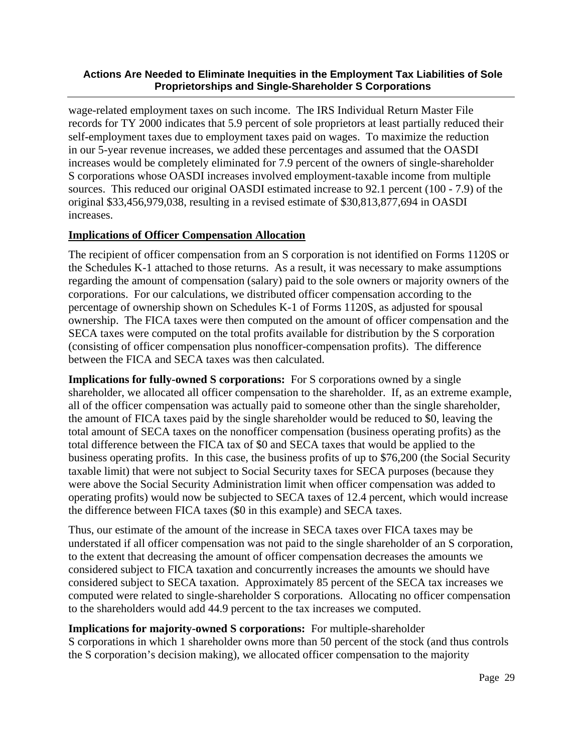wage-related employment taxes on such income. The IRS Individual Return Master File records for TY 2000 indicates that 5.9 percent of sole proprietors at least partially reduced their self-employment taxes due to employment taxes paid on wages. To maximize the reduction in our 5-year revenue increases, we added these percentages and assumed that the OASDI increases would be completely eliminated for 7.9 percent of the owners of single-shareholder S corporations whose OASDI increases involved employment-taxable income from multiple sources. This reduced our original OASDI estimated increase to 92.1 percent (100 - 7.9) of the original $33,456,979,038, resulting in a revised estimate of $30,813,877,694 in OASDI increases.

## Implications of Officer Compensation Allocation

The recipient of officer compensation from an S corporation is not identified on Forms 1120S or the Schedules K-1 attached to those returns. As a result, it was necessary to make assumptions regarding the amount of compensation (salary) paid to the sole owners or majority owners of the corporations. For our calculations, we distributed officer compensation according to the percentage of ownership shown on Schedules K-1 of Forms 1120S, as adjusted for spousal ownership. The FICA taxes were then computed on the amount of officer compensation and the SECA taxes were computed on the total profits available for distribution by the S corporation (consisting of officer compensation plus nonofficer-compensation profits). The difference between the FICA and SECA taxes was then calculated.

**Implications for fully-owned S corporations:** For S corporations owned by a single shareholder, we allocated all officer compensation to the shareholder. If, as an extreme example, all of the officer compensation was actually paid to someone other than the single shareholder, the amount of FICA taxes paid by the single shareholder would be reduced to $0, leaving the total amount of SECA taxes on the nonofficer compensation (business operating profits) as the total difference between the FICA tax of $0 and SECA taxes that would be applied to the business operating profits. In this case, the business profits of up to $76,200 (the Social Security taxable limit) that were not subject to Social Security taxes for SECA purposes (because they were above the Social Security Administration limit when officer compensation was added to operating profits) would now be subjected to SECA taxes of 12.4 percent, which would increase the difference between FICA taxes ($0 in this example) and SECA taxes.

Thus, our estimate of the amount of the increase in SECA taxes over FICA taxes may be understated if all officer compensation was not paid to the single shareholder of an S corporation, to the extent that decreasing the amount of officer compensation decreases the amounts we considered subject to FICA taxation and concurrently increases the amounts we should have considered subject to SECA taxation. Approximately 85 percent of the SECA tax increases we computed were related to single-shareholder S corporations. Allocating no officer compensation to the shareholders would add 44.9 percent to the tax increases we computed.

**Implications for majority-owned S corporations:** For multiple-shareholder S corporations in which 1 shareholder owns more than 50 percent of the stock (and thus controls the S corporation's decision making), we allocated officer compensation to the majority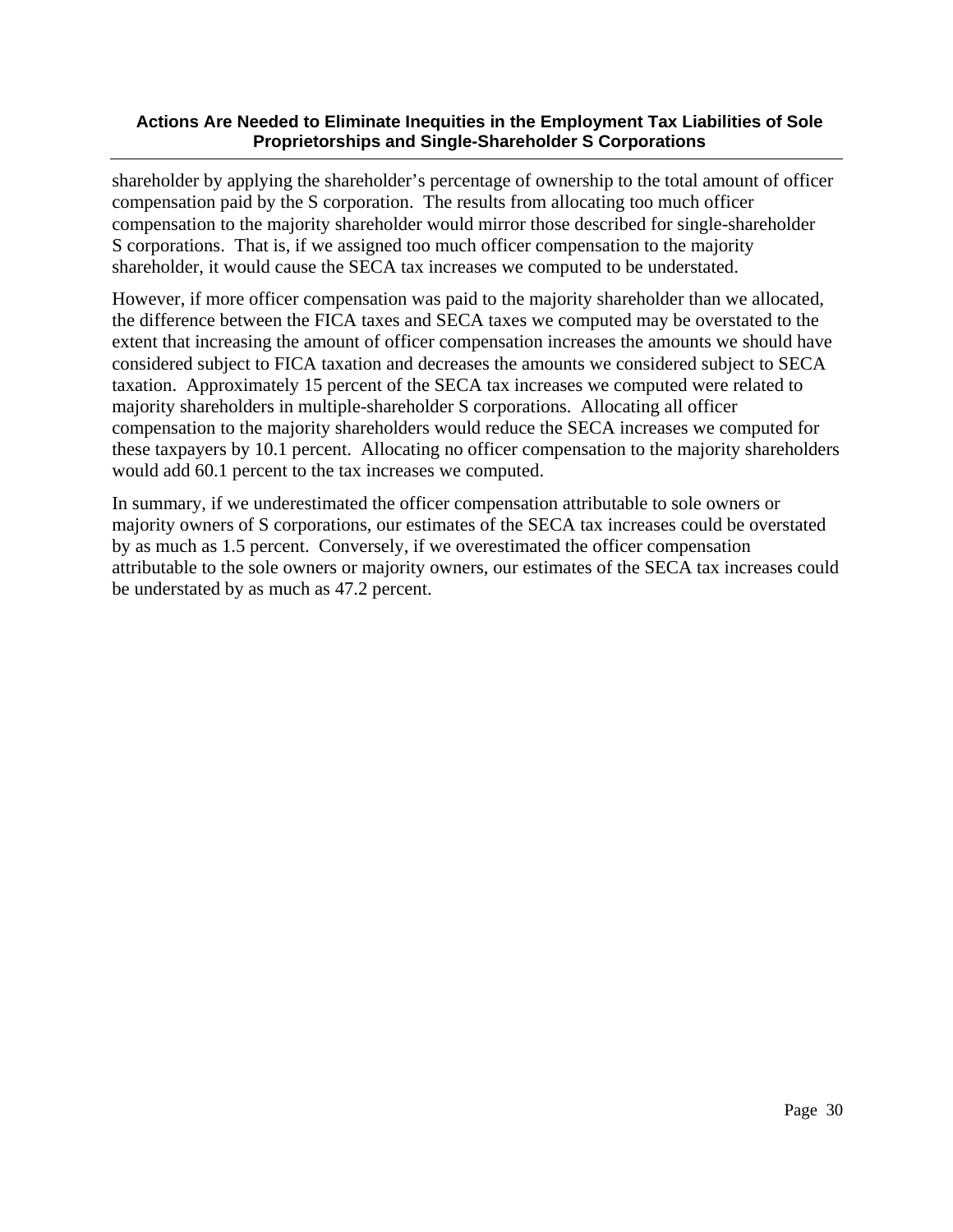shareholder by applying the shareholder's percentage of ownership to the total amount of officer compensation paid by the S corporation. The results from allocating too much officer compensation to the majority shareholder would mirror those described for single-shareholder S corporations. That is, if we assigned too much officer compensation to the majority shareholder, it would cause the SECA tax increases we computed to be understated.

However, if more officer compensation was paid to the majority shareholder than we allocated, the difference between the FICA taxes and SECA taxes we computed may be overstated to the extent that increasing the amount of officer compensation increases the amounts we should have considered subject to FICA taxation and decreases the amounts we considered subject to SECA taxation. Approximately 15 percent of the SECA tax increases we computed were related to majority shareholders in multiple-shareholder S corporations. Allocating all officer compensation to the majority shareholders would reduce the SECA increases we computed for these taxpayers by 10.1 percent. Allocating no officer compensation to the majority shareholders would add 60.1 percent to the tax increases we computed.

In summary, if we underestimated the officer compensation attributable to sole owners or majority owners of S corporations, our estimates of the SECA tax increases could be overstated by as much as 1.5 percent. Conversely, if we overestimated the officer compensation attributable to the sole owners or majority owners, our estimates of the SECA tax increases could be understated by as much as 47.2 percent.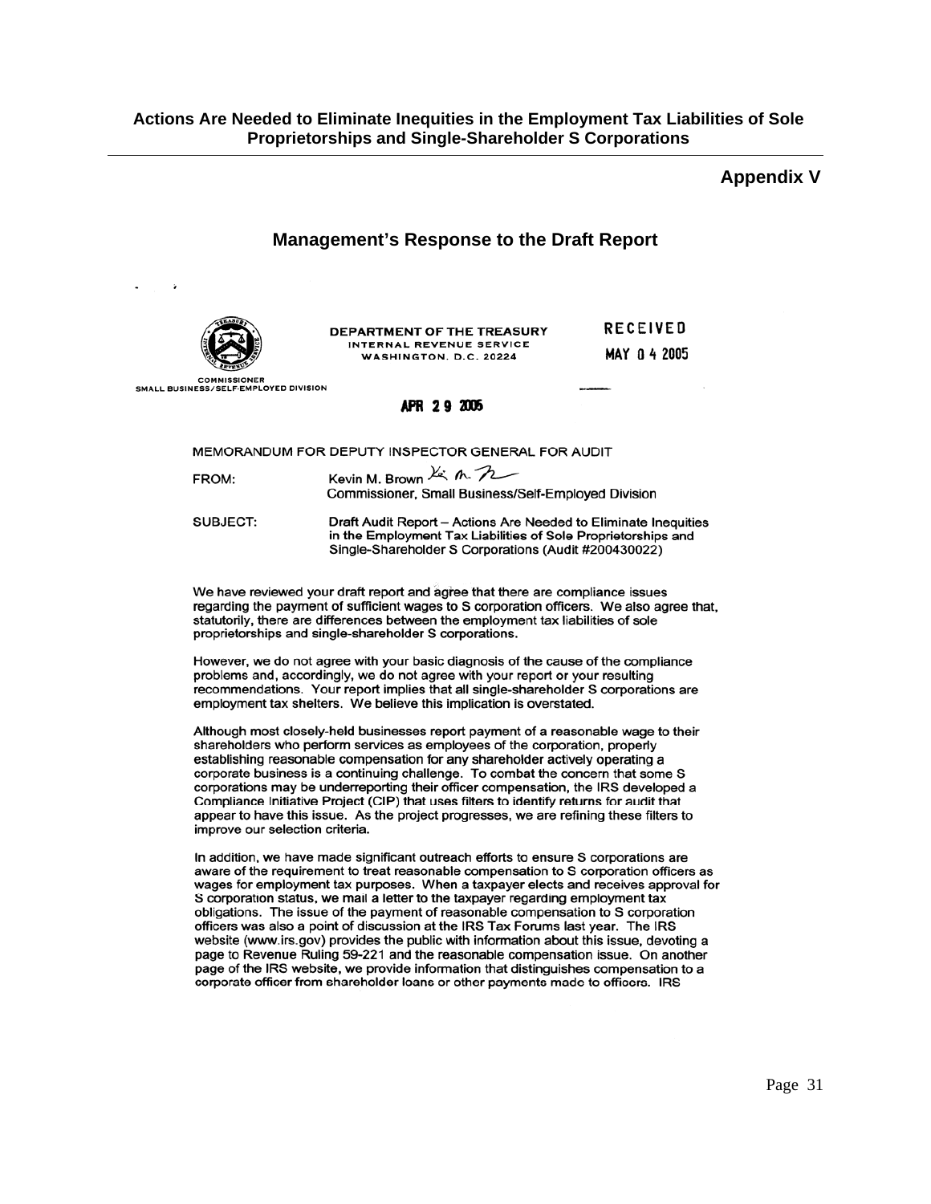## Appendix V

## Management's Response to the Draft Report

DEPARTMENT OF THE TREASURY
INTERNAL REVENUE SERVICE
WASHINGTON, D.C. 20224

RECEIVED
MAY 04 2005

COMMISSIONER
SMALL BUSINESS/SELF-EMPLOYED DIVISION

APR 29 2005

MEMORANDUM FOR DEPUTY INSPECTOR GENERAL FOR AUDIT

FROM: Kevin M. Brown
Commissioner, Small Business/Self-Employed Division

SUBJECT: Draft Audit Report – Actions Are Needed to Eliminate Inequities in the Employment Tax Liabilities of Sole Proprietorships and Single-Shareholder S Corporations (Audit #200430022)

We have reviewed your draft report and agree that there are compliance issues regarding the payment of sufficient wages to S corporation officers. We also agree that, statutorily, there are differences between the employment tax liabilities of sole proprietorships and single-shareholder S corporations.

However, we do not agree with your basic diagnosis of the cause of the compliance problems and, accordingly, we do not agree with your report or your resulting recommendations. Your report implies that all single-shareholder S corporations are employment tax shelters. We believe this implication is overstated.

Although most closely-held businesses report payment of a reasonable wage to their shareholders who perform services as employees of the corporation, properly establishing reasonable compensation for any shareholder actively operating a corporate business is a continuing challenge. To combat the concern that some S corporations may be underreporting their officer compensation, the IRS developed a Compliance Initiative Project (CIP) that uses filters to identify returns for audit that appear to have this issue. As the project progresses, we are refining these filters to improve our selection criteria.

In addition, we have made significant outreach efforts to ensure S corporations are aware of the requirement to treat reasonable compensation to S corporation officers as wages for employment tax purposes. When a taxpayer elects and receives approval for S corporation status, we mail a letter to the taxpayer regarding employment tax obligations. The issue of the payment of reasonable compensation to S corporation officers was also a point of discussion at the IRS Tax Forums last year. The IRS website (www.irs.gov) provides the public with information about this issue, devoting a page to Revenue Ruling 59-221 and the reasonable compensation issue. On another page of the IRS website, we provide information that distinguishes compensation to a corporate officer from shareholder loans or other payments made to officers. IRS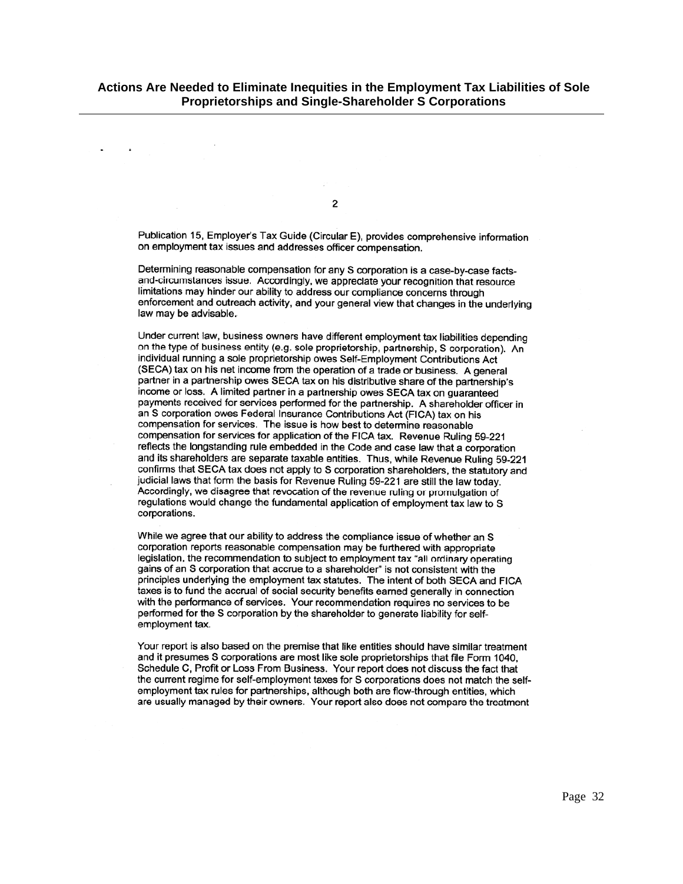Publication 15, Employer's Tax Guide (Circular E), provides comprehensive information on employment tax issues and addresses officer compensation.

Determining reasonable compensation for any S corporation is a case-by-case facts-and-circumstances issue. Accordingly, we appreciate your recognition that resource limitations may hinder our ability to address our compliance concerns through enforcement and outreach activity, and your general view that changes in the underlying law may be advisable.

Under current law, business owners have different employment tax liabilities depending on the type of business entity (e.g. sole proprietorship, partnership, S corporation). An individual running a sole proprietorship owes Self-Employment Contributions Act (SECA) tax on his net income from the operation of a trade or business. A general partner in a partnership owes SECA tax on his distributive share of the partnership's income or loss. A limited partner in a partnership owes SECA tax on guaranteed payments received for services performed for the partnership. A shareholder officer in an S corporation owes Federal Insurance Contributions Act (FICA) tax on his compensation for services. The issue is how best to determine reasonable compensation for services for application of the FICA tax. Revenue Ruling 59-221 reflects the longstanding rule embedded in the Code and case law that a corporation and its shareholders are separate taxable entities. Thus, while Revenue Ruling 59-221 confirms that SECA tax does not apply to S corporation shareholders, the statutory and judicial laws that form the basis for Revenue Ruling 59-221 are still the law today. Accordingly, we disagree that revocation of the revenue ruling or promulgation of regulations would change the fundamental application of employment tax law to S corporations.

While we agree that our ability to address the compliance issue of whether an S corporation reports reasonable compensation may be furthered with appropriate legislation, the recommendation to subject to employment tax "all ordinary operating gains of an S corporation that accrue to a shareholder" is not consistent with the principles underlying the employment tax statutes. The intent of both SECA and FICA taxes is to fund the accrual of social security benefits earned generally in connection with the performance of services. Your recommendation requires no services to be performed for the S corporation by the shareholder to generate liability for self-employment tax.

Your report is also based on the premise that like entities should have similar treatment and it presumes S corporations are most like sole proprietorships that file Form 1040, Schedule C, Profit or Loss From Business. Your report does not discuss the fact that the current regime for self-employment taxes for S corporations does not match the self-employment tax rules for partnerships, although both are flow-through entities, which are usually managed by their owners. Your report also does not compare the treatment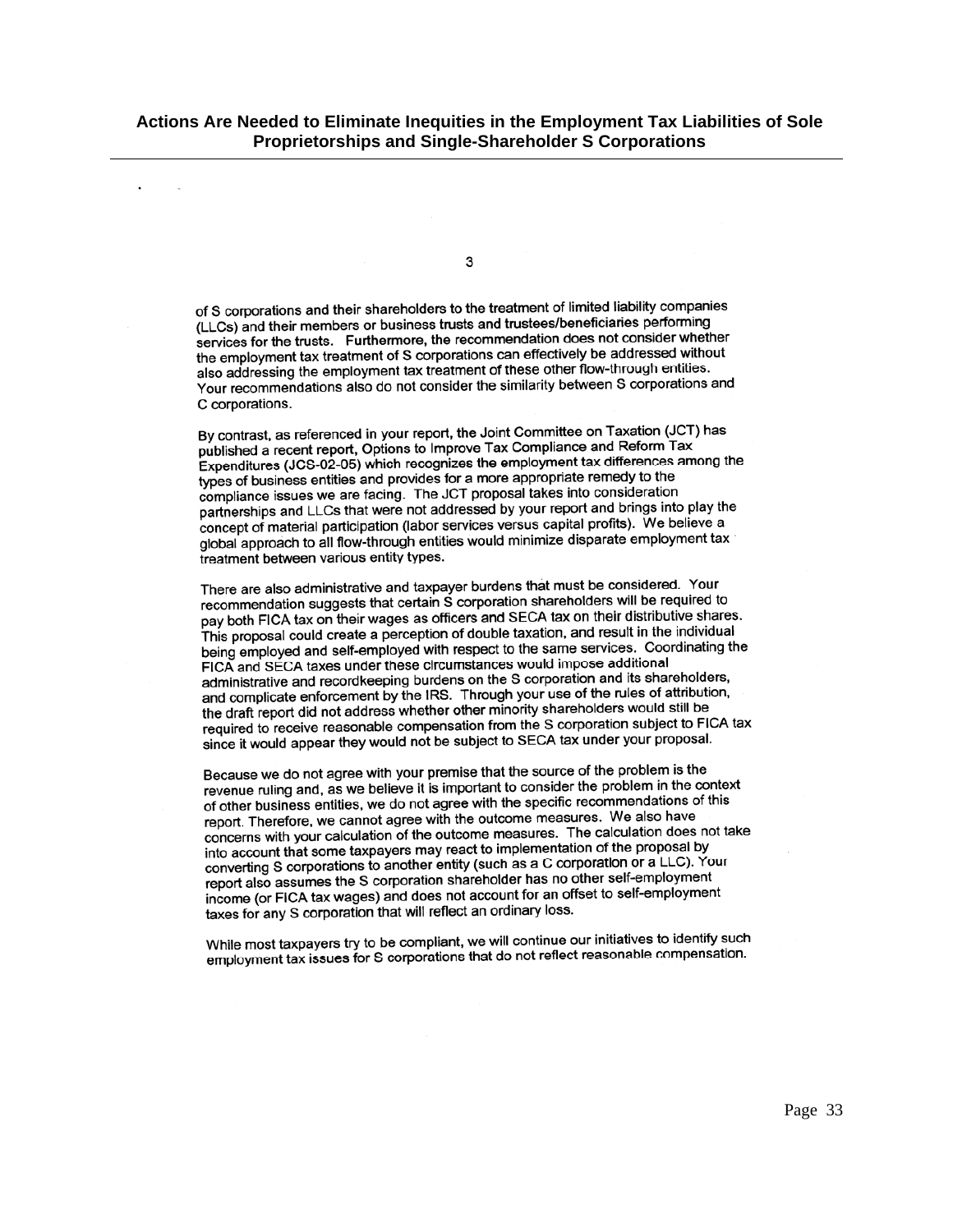of S corporations and their shareholders to the treatment of limited liability companies (LLCs) and their members or business trusts and trustees/beneficiaries performing services for the trusts. Furthermore, the recommendation does not consider whether the employment tax treatment of S corporations can effectively be addressed without also addressing the employment tax treatment of these other flow-through entities. Your recommendations also do not consider the similarity between S corporations and C corporations.

By contrast, as referenced in your report, the Joint Committee on Taxation (JCT) has published a recent report, Options to Improve Tax Compliance and Reform Tax Expenditures (JCS-02-05) which recognizes the employment tax differences among the types of business entities and provides for a more appropriate remedy to the compliance issues we are facing. The JCT proposal takes into consideration partnerships and LLCs that were not addressed by your report and brings into play the concept of material participation (labor services versus capital profits). We believe a global approach to all flow-through entities would minimize disparate employment tax treatment between various entity types.

There are also administrative and taxpayer burdens that must be considered. Your recommendation suggests that certain S corporation shareholders will be required to pay both FICA tax on their wages as officers and SECA tax on their distributive shares. This proposal could create a perception of double taxation, and result in the individual being employed and self-employed with respect to the same services. Coordinating the FICA and SECA taxes under these circumstances would impose additional administrative and recordkeeping burdens on the S corporation and its shareholders, and complicate enforcement by the IRS. Through your use of the rules of attribution, the draft report did not address whether other minority shareholders would still be required to receive reasonable compensation from the S corporation subject to FICA tax since it would appear they would not be subject to SECA tax under your proposal.

Because we do not agree with your premise that the source of the problem is the revenue ruling and, as we believe it is important to consider the problem in the context of other business entities, we do not agree with the specific recommendations of this report. Therefore, we cannot agree with the outcome measures. We also have concerns with your calculation of the outcome measures. The calculation does not take into account that some taxpayers may react to implementation of the proposal by converting S corporations to another entity (such as a C corporation or a LLC). Your report also assumes the S corporation shareholder has no other self-employment income (or FICA tax wages) and does not account for an offset to self-employment taxes for any S corporation that will reflect an ordinary loss.

While most taxpayers try to be compliant, we will continue our initiatives to identify such employment tax issues for S corporations that do not reflect reasonable compensation.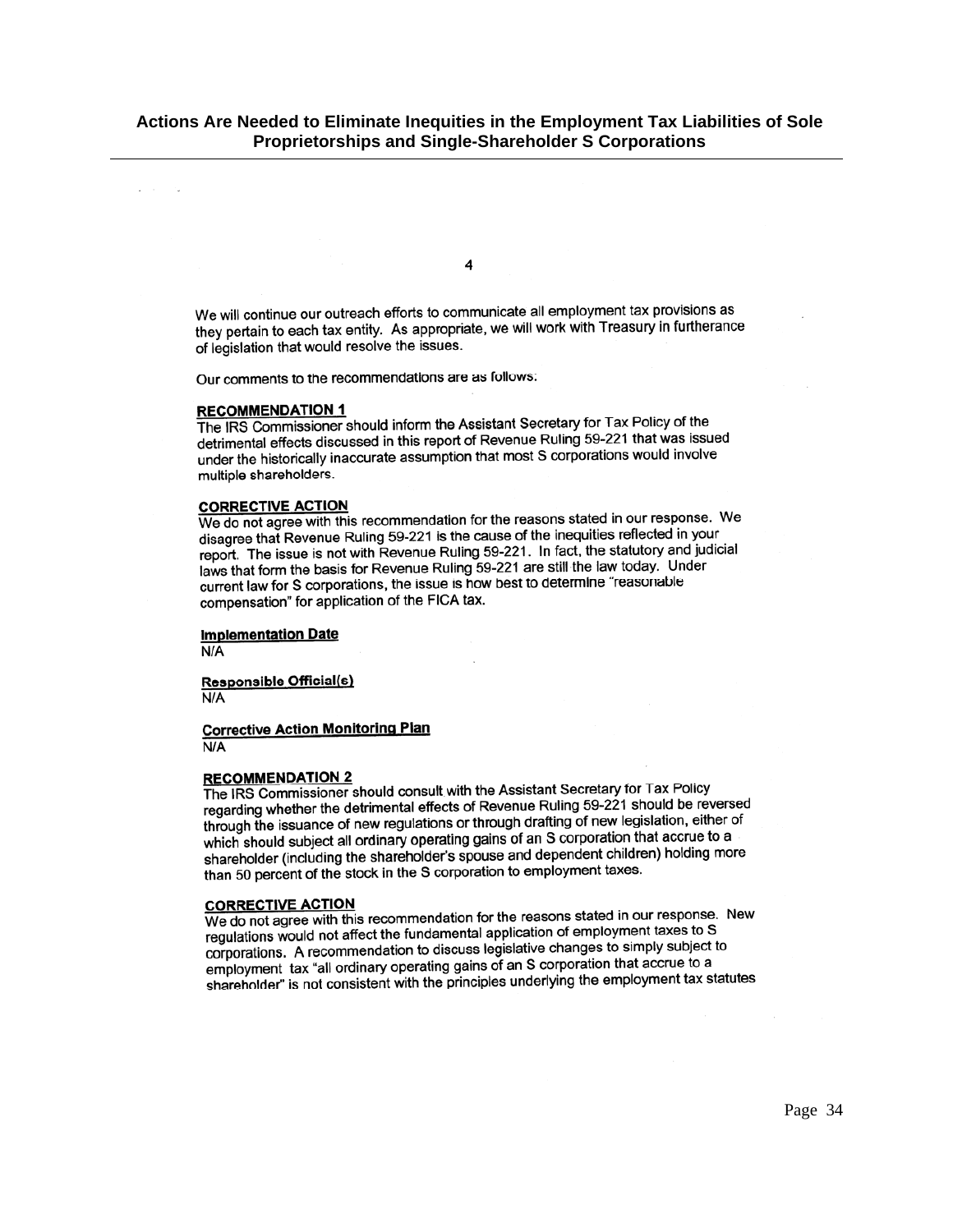We will continue our outreach efforts to communicate all employment tax provisions as they pertain to each tax entity. As appropriate, we will work with Treasury in furtherance of legislation that would resolve the issues.

Our comments to the recommendations are as follows:

**RECOMMENDATION 1**
The IRS Commissioner should inform the Assistant Secretary for Tax Policy of the detrimental effects discussed in this report of Revenue Ruling 59-221 that was issued under the historically inaccurate assumption that most S corporations would involve multiple shareholders.

**CORRECTIVE ACTION**
We do not agree with this recommendation for the reasons stated in our response. We disagree that Revenue Ruling 59-221 is the cause of the inequities reflected in your report. The issue is not with Revenue Ruling 59-221. In fact, the statutory and judicial laws that form the basis for Revenue Ruling 59-221 are still the law today. Under current law for S corporations, the issue is how best to determine "reasonable compensation" for application of the FICA tax.

**Implementation Date**
N/A

**Responsible Official(s)**
N/A

**Corrective Action Monitoring Plan**
N/A

**RECOMMENDATION 2**
The IRS Commissioner should consult with the Assistant Secretary for Tax Policy regarding whether the detrimental effects of Revenue Ruling 59-221 should be reversed through the issuance of new regulations or through drafting of new legislation, either of which should subject all ordinary operating gains of an S corporation that accrue to a shareholder (including the shareholder's spouse and dependent children) holding more than 50 percent of the stock in the S corporation to employment taxes.

**CORRECTIVE ACTION**
We do not agree with this recommendation for the reasons stated in our response. New regulations would not affect the fundamental application of employment taxes to S corporations. A recommendation to discuss legislative changes to simply subject to employment tax "all ordinary operating gains of an S corporation that accrue to a shareholder" is not consistent with the principles underlying the employment tax statutes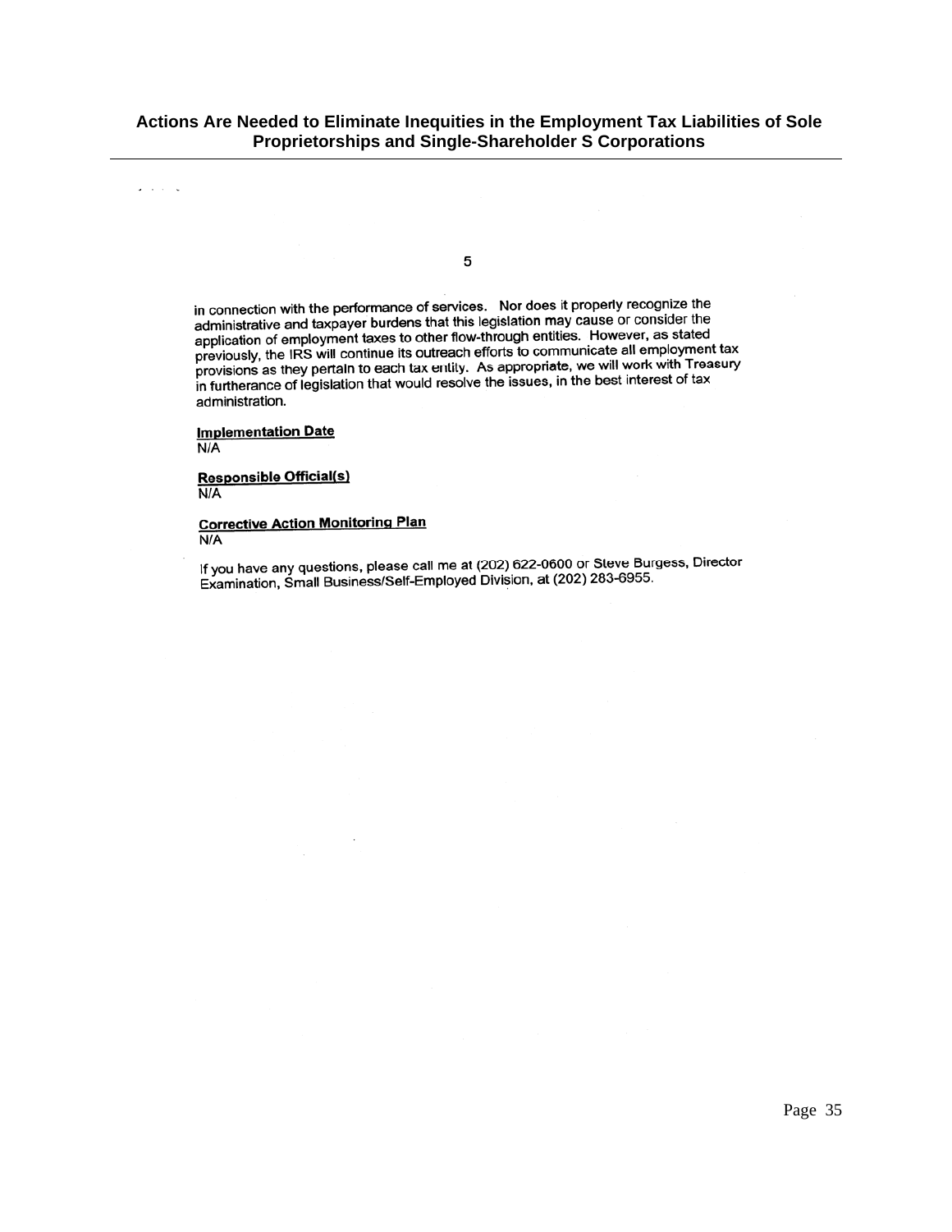in connection with the performance of services. Nor does it properly recognize the administrative and taxpayer burdens that this legislation may cause or consider the application of employment taxes to other flow-through entities. However, as stated previously, the IRS will continue its outreach efforts to communicate all employment tax provisions as they pertain to each tax entity. As appropriate, we will work with Treasury in furtherance of legislation that would resolve the issues, in the best interest of tax administration.

**Implementation Date**
N/A

**Responsible Official(s)**
N/A

**Corrective Action Monitoring Plan**
N/A

If you have any questions, please call me at (202) 622-0600 or Steve Burgess, Director Examination, Small Business/Self-Employed Division, at (202) 283-6955.